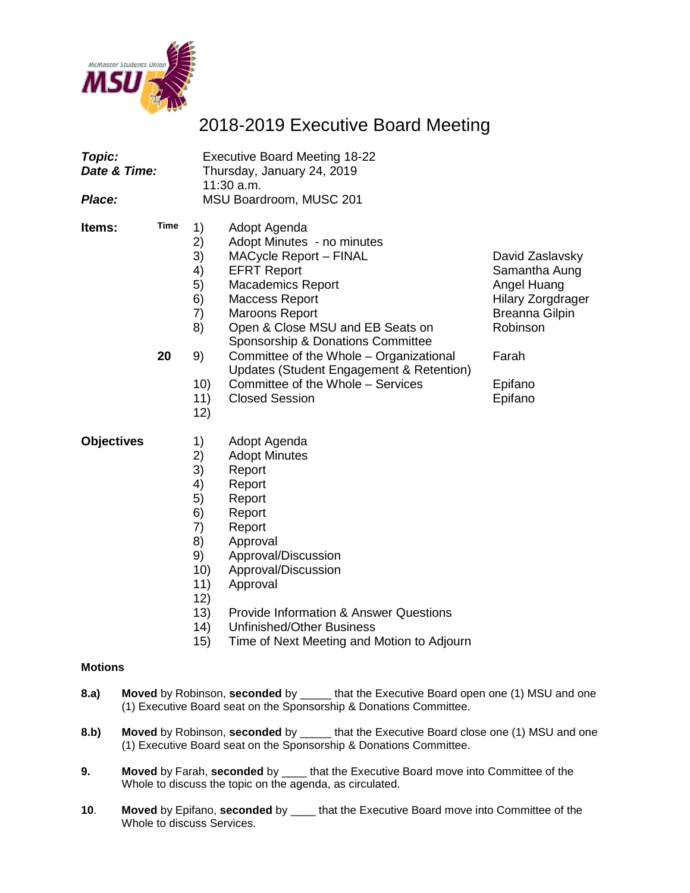# 2018-2019 Executive Board Meeting

***Topic:*** Executive Board Meeting 18-22

***Date & Time:*** Thursday, January 24, 2019
11:30 a.m.

***Place:*** MSU Boardroom, MUSC 201

| **Items:** | **Time** | | | |
|---|---|---|---|---|
| | | 1) | Adopt Agenda | |
| | | 2) | Adopt Minutes - no minutes | |
| | | 3) | MACycle Report – FINAL | David Zaslavsky |
| | | 4) | EFRT Report | Samantha Aung |
| | | 5) | Macademics Report | Angel Huang |
| | | 6) | Maccess Report | Hilary Zorgdrager |
| | | 7) | Maroons Report | Breanna Gilpin |
| | | 8) | Open & Close MSU and EB Seats on Sponsorship & Donations Committee | Robinson |
| | **20** | 9) | Committee of the Whole – Organizational Updates (Student Engagement & Retention) | Farah |
| | | 10) | Committee of the Whole – Services | Epifano |
| | | 11) | Closed Session | Epifano |
| | | 12) | | |

**Objectives**

1) Adopt Agenda
2) Adopt Minutes
3) Report
4) Report
5) Report
6) Report
7) Report
8) Approval
9) Approval/Discussion
10) Approval/Discussion
11) Approval
12) 
13) Provide Information & Answer Questions
14) Unfinished/Other Business
15) Time of Next Meeting and Motion to Adjourn

**Motions**

**8.a)** **Moved** by Robinson, **seconded** by _____ that the Executive Board open one (1) MSU and one (1) Executive Board seat on the Sponsorship & Donations Committee.

**8.b)** **Moved** by Robinson, **seconded** by _____ that the Executive Board close one (1) MSU and one (1) Executive Board seat on the Sponsorship & Donations Committee.

**9.** **Moved** by Farah, **seconded** by ____ that the Executive Board move into Committee of the Whole to discuss the topic on the agenda, as circulated.

**10**. **Moved** by Epifano, **seconded** by ____ that the Executive Board move into Committee of the Whole to discuss Services.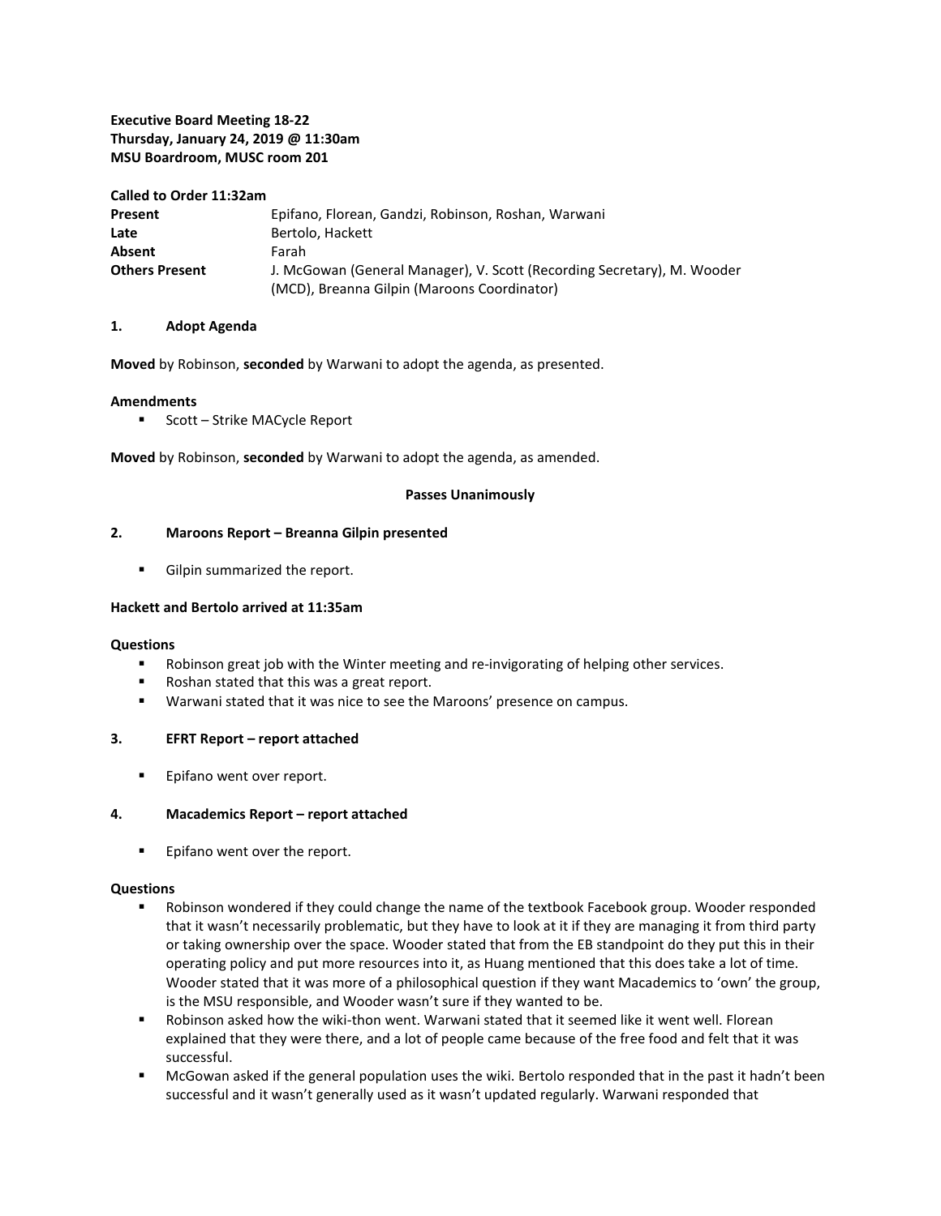**Executive Board Meeting 18-22**
**Thursday, January 24, 2019 @ 11:30am**
**MSU Boardroom, MUSC room 201**

**Called to Order 11:32am**

| | |
|---|---|
| **Present** | Epifano, Florean, Gandzi, Robinson, Roshan, Warwani |
| **Late** | Bertolo, Hackett |
| **Absent** | Farah |
| **Others Present** | J. McGowan (General Manager), V. Scott (Recording Secretary), M. Wooder (MCD), Breanna Gilpin (Maroons Coordinator) |

## 1. Adopt Agenda

**Moved** by Robinson, **seconded** by Warwani to adopt the agenda, as presented.

**Amendments**

- Scott – Strike MACycle Report

**Moved** by Robinson, **seconded** by Warwani to adopt the agenda, as amended.

**Passes Unanimously**

## 2. Maroons Report – Breanna Gilpin presented

- Gilpin summarized the report.

**Hackett and Bertolo arrived at 11:35am**

**Questions**

- Robinson great job with the Winter meeting and re-invigorating of helping other services.
- Roshan stated that this was a great report.
- Warwani stated that it was nice to see the Maroons' presence on campus.

## 3. EFRT Report – report attached

- Epifano went over report.

## 4. Macademics Report – report attached

- Epifano went over the report.

**Questions**

- Robinson wondered if they could change the name of the textbook Facebook group. Wooder responded that it wasn't necessarily problematic, but they have to look at it if they are managing it from third party or taking ownership over the space. Wooder stated that from the EB standpoint do they put this in their operating policy and put more resources into it, as Huang mentioned that this does take a lot of time. Wooder stated that it was more of a philosophical question if they want Macademics to 'own' the group, is the MSU responsible, and Wooder wasn't sure if they wanted to be.
- Robinson asked how the wiki-thon went. Warwani stated that it seemed like it went well. Florean explained that they were there, and a lot of people came because of the free food and felt that it was successful.
- McGowan asked if the general population uses the wiki. Bertolo responded that in the past it hadn't been successful and it wasn't generally used as it wasn't updated regularly. Warwani responded that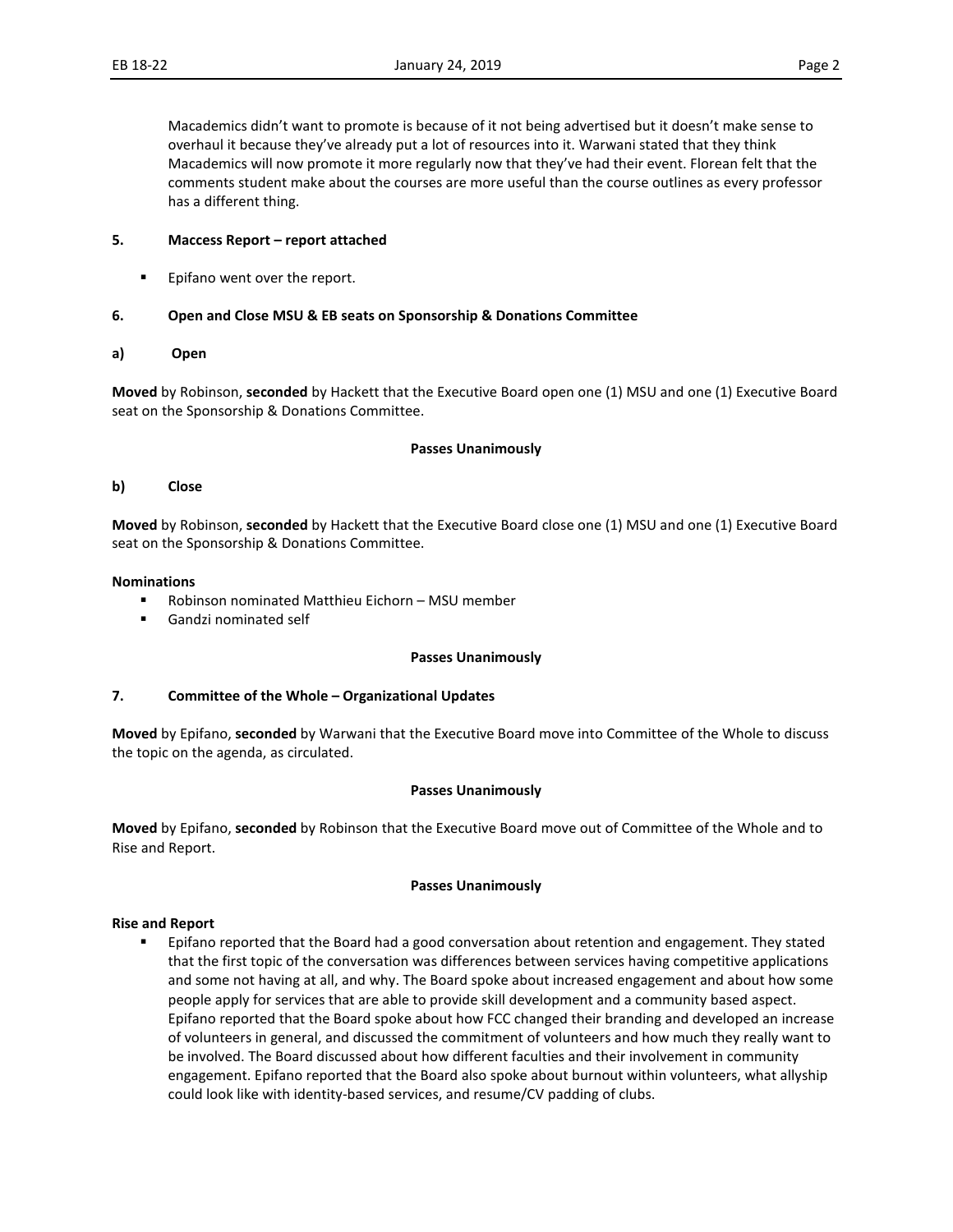Macademics didn't want to promote is because of it not being advertised but it doesn't make sense to overhaul it because they've already put a lot of resources into it. Warwani stated that they think Macademics will now promote it more regularly now that they've had their event. Florean felt that the comments student make about the courses are more useful than the course outlines as every professor has a different thing.

**5. Maccess Report – report attached**

- Epifano went over the report.

**6. Open and Close MSU & EB seats on Sponsorship & Donations Committee**

**a) Open**

**Moved** by Robinson, **seconded** by Hackett that the Executive Board open one (1) MSU and one (1) Executive Board seat on the Sponsorship & Donations Committee.

**Passes Unanimously**

**b) Close**

**Moved** by Robinson, **seconded** by Hackett that the Executive Board close one (1) MSU and one (1) Executive Board seat on the Sponsorship & Donations Committee.

**Nominations**

- Robinson nominated Matthieu Eichorn – MSU member
- Gandzi nominated self

**Passes Unanimously**

**7. Committee of the Whole – Organizational Updates**

**Moved** by Epifano, **seconded** by Warwani that the Executive Board move into Committee of the Whole to discuss the topic on the agenda, as circulated.

**Passes Unanimously**

**Moved** by Epifano, **seconded** by Robinson that the Executive Board move out of Committee of the Whole and to Rise and Report.

**Passes Unanimously**

**Rise and Report**

- Epifano reported that the Board had a good conversation about retention and engagement. They stated that the first topic of the conversation was differences between services having competitive applications and some not having at all, and why. The Board spoke about increased engagement and about how some people apply for services that are able to provide skill development and a community based aspect. Epifano reported that the Board spoke about how FCC changed their branding and developed an increase of volunteers in general, and discussed the commitment of volunteers and how much they really want to be involved. The Board discussed about how different faculties and their involvement in community engagement. Epifano reported that the Board also spoke about burnout within volunteers, what allyship could look like with identity-based services, and resume/CV padding of clubs.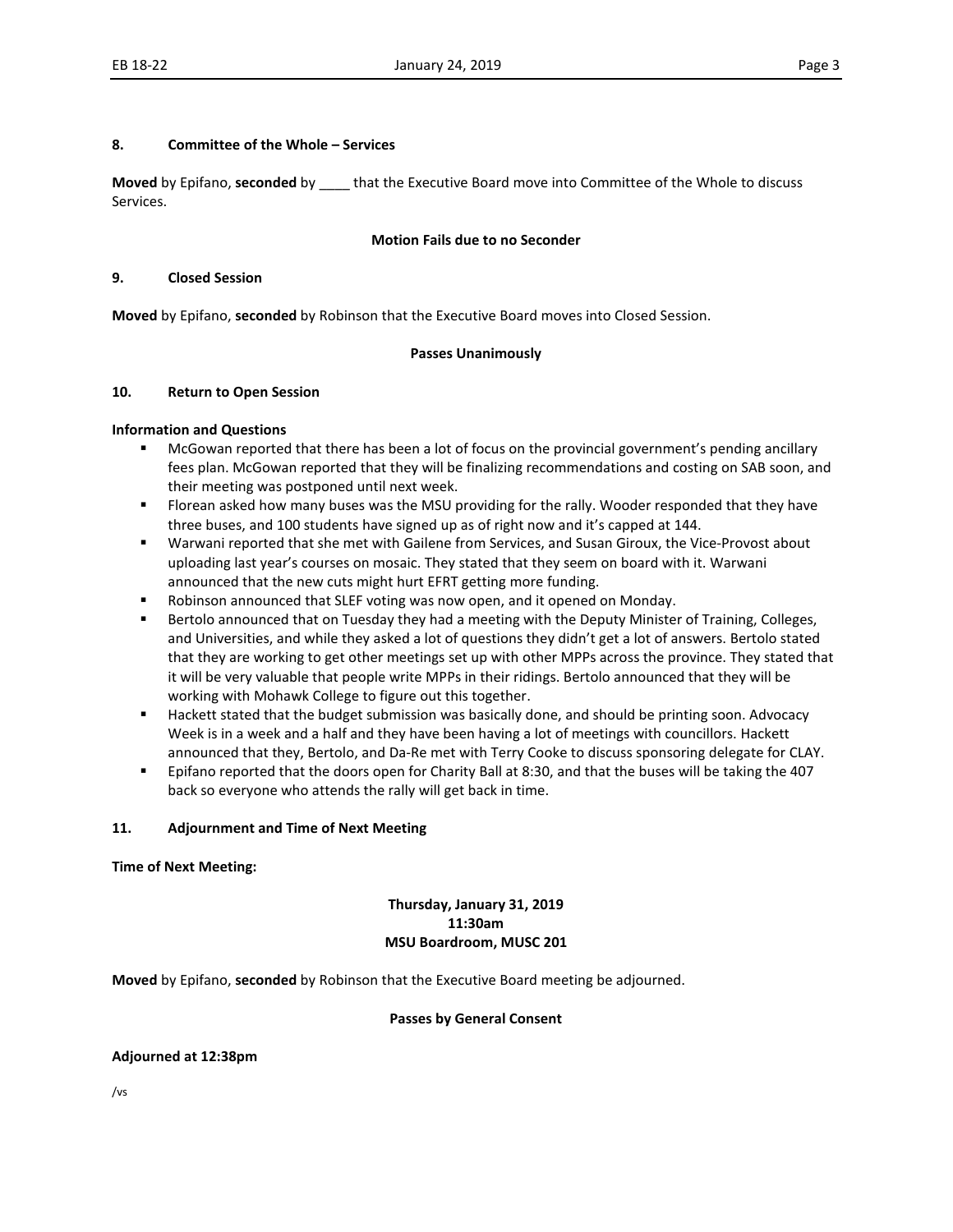## 8. Committee of the Whole – Services

**Moved** by Epifano, **seconded** by ____ that the Executive Board move into Committee of the Whole to discuss Services.

**Motion Fails due to no Seconder**

## 9. Closed Session

**Moved** by Epifano, **seconded** by Robinson that the Executive Board moves into Closed Session.

**Passes Unanimously**

## 10. Return to Open Session

**Information and Questions**

- McGowan reported that there has been a lot of focus on the provincial government's pending ancillary fees plan. McGowan reported that they will be finalizing recommendations and costing on SAB soon, and their meeting was postponed until next week.
- Florean asked how many buses was the MSU providing for the rally. Wooder responded that they have three buses, and 100 students have signed up as of right now and it's capped at 144.
- Warwani reported that she met with Gailene from Services, and Susan Giroux, the Vice-Provost about uploading last year's courses on mosaic. They stated that they seem on board with it. Warwani announced that the new cuts might hurt EFRT getting more funding.
- Robinson announced that SLEF voting was now open, and it opened on Monday.
- Bertolo announced that on Tuesday they had a meeting with the Deputy Minister of Training, Colleges, and Universities, and while they asked a lot of questions they didn't get a lot of answers. Bertolo stated that they are working to get other meetings set up with other MPPs across the province. They stated that it will be very valuable that people write MPPs in their ridings. Bertolo announced that they will be working with Mohawk College to figure out this together.
- Hackett stated that the budget submission was basically done, and should be printing soon. Advocacy Week is in a week and a half and they have been having a lot of meetings with councillors. Hackett announced that they, Bertolo, and Da-Re met with Terry Cooke to discuss sponsoring delegate for CLAY.
- Epifano reported that the doors open for Charity Ball at 8:30, and that the buses will be taking the 407 back so everyone who attends the rally will get back in time.

## 11. Adjournment and Time of Next Meeting

**Time of Next Meeting:**

**Thursday, January 31, 2019**
**11:30am**
**MSU Boardroom, MUSC 201**

**Moved** by Epifano, **seconded** by Robinson that the Executive Board meeting be adjourned.

**Passes by General Consent**

**Adjourned at 12:38pm**

/vs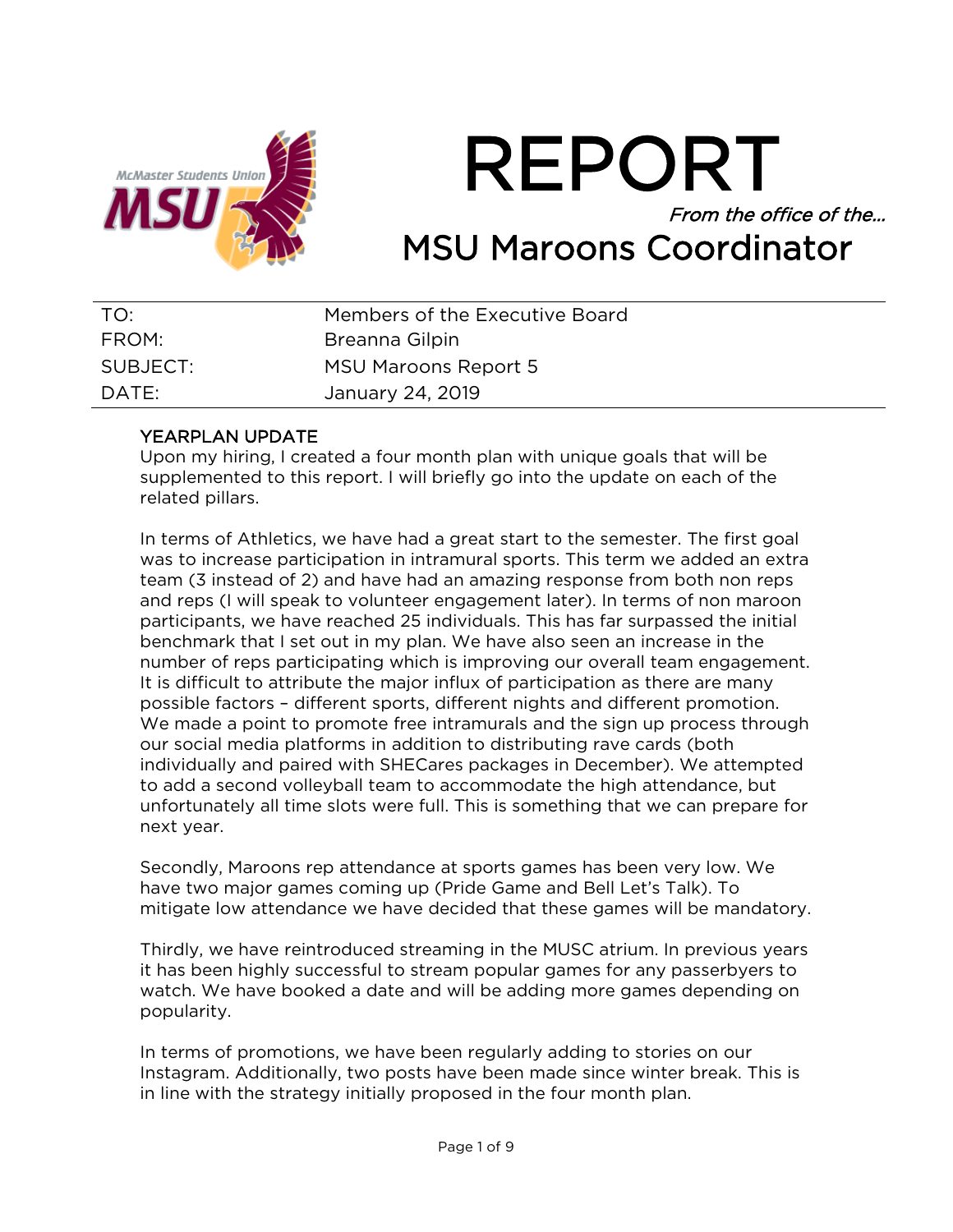# REPORT

*From the office of the…*

## MSU Maroons Coordinator

| | |
|---|---|
| TO: | Members of the Executive Board |
| FROM: | Breanna Gilpin |
| SUBJECT: | MSU Maroons Report 5 |
| DATE: | January 24, 2019 |

### YEARPLAN UPDATE

Upon my hiring, I created a four month plan with unique goals that will be supplemented to this report. I will briefly go into the update on each of the related pillars.

In terms of Athletics, we have had a great start to the semester. The first goal was to increase participation in intramural sports. This term we added an extra team (3 instead of 2) and have had an amazing response from both non reps and reps (I will speak to volunteer engagement later). In terms of non maroon participants, we have reached 25 individuals. This has far surpassed the initial benchmark that I set out in my plan. We have also seen an increase in the number of reps participating which is improving our overall team engagement. It is difficult to attribute the major influx of participation as there are many possible factors – different sports, different nights and different promotion. We made a point to promote free intramurals and the sign up process through our social media platforms in addition to distributing rave cards (both individually and paired with SHECares packages in December). We attempted to add a second volleyball team to accommodate the high attendance, but unfortunately all time slots were full. This is something that we can prepare for next year.

Secondly, Maroons rep attendance at sports games has been very low. We have two major games coming up (Pride Game and Bell Let's Talk). To mitigate low attendance we have decided that these games will be mandatory.

Thirdly, we have reintroduced streaming in the MUSC atrium. In previous years it has been highly successful to stream popular games for any passerbyers to watch. We have booked a date and will be adding more games depending on popularity.

In terms of promotions, we have been regularly adding to stories on our Instagram. Additionally, two posts have been made since winter break. This is in line with the strategy initially proposed in the four month plan.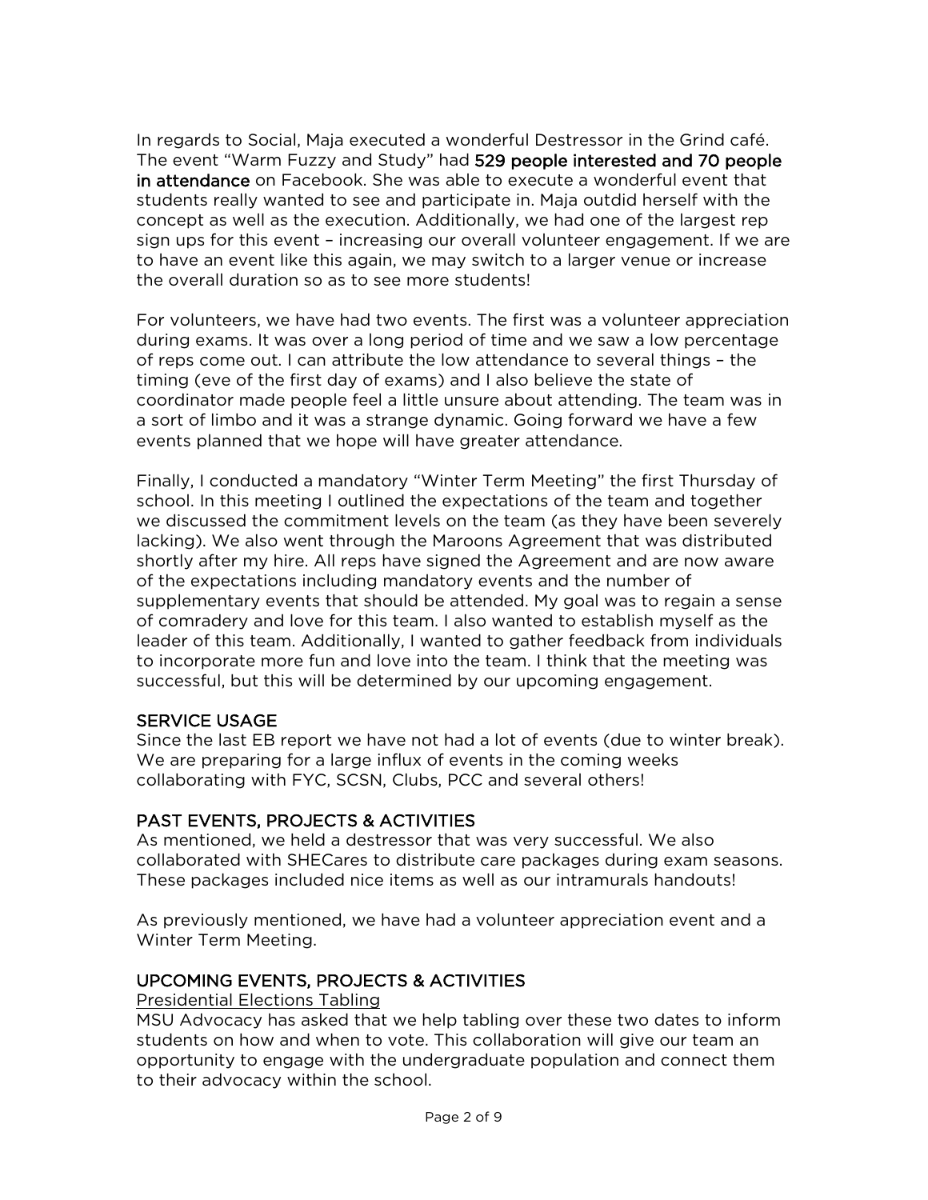In regards to Social, Maja executed a wonderful Destressor in the Grind café. The event "Warm Fuzzy and Study" had **529 people interested and 70 people in attendance** on Facebook. She was able to execute a wonderful event that students really wanted to see and participate in. Maja outdid herself with the concept as well as the execution. Additionally, we had one of the largest rep sign ups for this event – increasing our overall volunteer engagement. If we are to have an event like this again, we may switch to a larger venue or increase the overall duration so as to see more students!

For volunteers, we have had two events. The first was a volunteer appreciation during exams. It was over a long period of time and we saw a low percentage of reps come out. I can attribute the low attendance to several things – the timing (eve of the first day of exams) and I also believe the state of coordinator made people feel a little unsure about attending. The team was in a sort of limbo and it was a strange dynamic. Going forward we have a few events planned that we hope will have greater attendance.

Finally, I conducted a mandatory "Winter Term Meeting" the first Thursday of school. In this meeting I outlined the expectations of the team and together we discussed the commitment levels on the team (as they have been severely lacking). We also went through the Maroons Agreement that was distributed shortly after my hire. All reps have signed the Agreement and are now aware of the expectations including mandatory events and the number of supplementary events that should be attended. My goal was to regain a sense of comradery and love for this team. I also wanted to establish myself as the leader of this team. Additionally, I wanted to gather feedback from individuals to incorporate more fun and love into the team. I think that the meeting was successful, but this will be determined by our upcoming engagement.

## SERVICE USAGE

Since the last EB report we have not had a lot of events (due to winter break). We are preparing for a large influx of events in the coming weeks collaborating with FYC, SCSN, Clubs, PCC and several others!

## PAST EVENTS, PROJECTS & ACTIVITIES

As mentioned, we held a destressor that was very successful. We also collaborated with SHECares to distribute care packages during exam seasons. These packages included nice items as well as our intramurals handouts!

As previously mentioned, we have had a volunteer appreciation event and a Winter Term Meeting.

## UPCOMING EVENTS, PROJECTS & ACTIVITIES

### Presidential Elections Tabling

MSU Advocacy has asked that we help tabling over these two dates to inform students on how and when to vote. This collaboration will give our team an opportunity to engage with the undergraduate population and connect them to their advocacy within the school.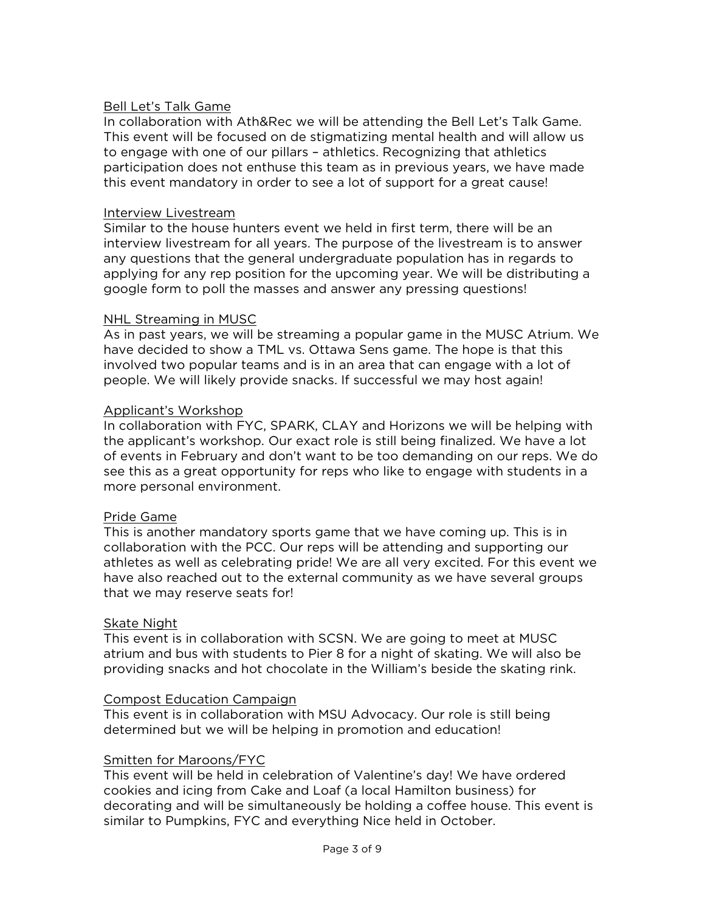<u>Bell Let's Talk Game</u>

In collaboration with Ath&Rec we will be attending the Bell Let's Talk Game. This event will be focused on de stigmatizing mental health and will allow us to engage with one of our pillars – athletics. Recognizing that athletics participation does not enthuse this team as in previous years, we have made this event mandatory in order to see a lot of support for a great cause!

<u>Interview Livestream</u>

Similar to the house hunters event we held in first term, there will be an interview livestream for all years. The purpose of the livestream is to answer any questions that the general undergraduate population has in regards to applying for any rep position for the upcoming year. We will be distributing a google form to poll the masses and answer any pressing questions!

<u>NHL Streaming in MUSC</u>

As in past years, we will be streaming a popular game in the MUSC Atrium. We have decided to show a TML vs. Ottawa Sens game. The hope is that this involved two popular teams and is in an area that can engage with a lot of people. We will likely provide snacks. If successful we may host again!

<u>Applicant's Workshop</u>

In collaboration with FYC, SPARK, CLAY and Horizons we will be helping with the applicant's workshop. Our exact role is still being finalized. We have a lot of events in February and don't want to be too demanding on our reps. We do see this as a great opportunity for reps who like to engage with students in a more personal environment.

<u>Pride Game</u>

This is another mandatory sports game that we have coming up. This is in collaboration with the PCC. Our reps will be attending and supporting our athletes as well as celebrating pride! We are all very excited. For this event we have also reached out to the external community as we have several groups that we may reserve seats for!

<u>Skate Night</u>

This event is in collaboration with SCSN. We are going to meet at MUSC atrium and bus with students to Pier 8 for a night of skating. We will also be providing snacks and hot chocolate in the William's beside the skating rink.

<u>Compost Education Campaign</u>

This event is in collaboration with MSU Advocacy. Our role is still being determined but we will be helping in promotion and education!

<u>Smitten for Maroons/FYC</u>

This event will be held in celebration of Valentine's day! We have ordered cookies and icing from Cake and Loaf (a local Hamilton business) for decorating and will be simultaneously be holding a coffee house. This event is similar to Pumpkins, FYC and everything Nice held in October.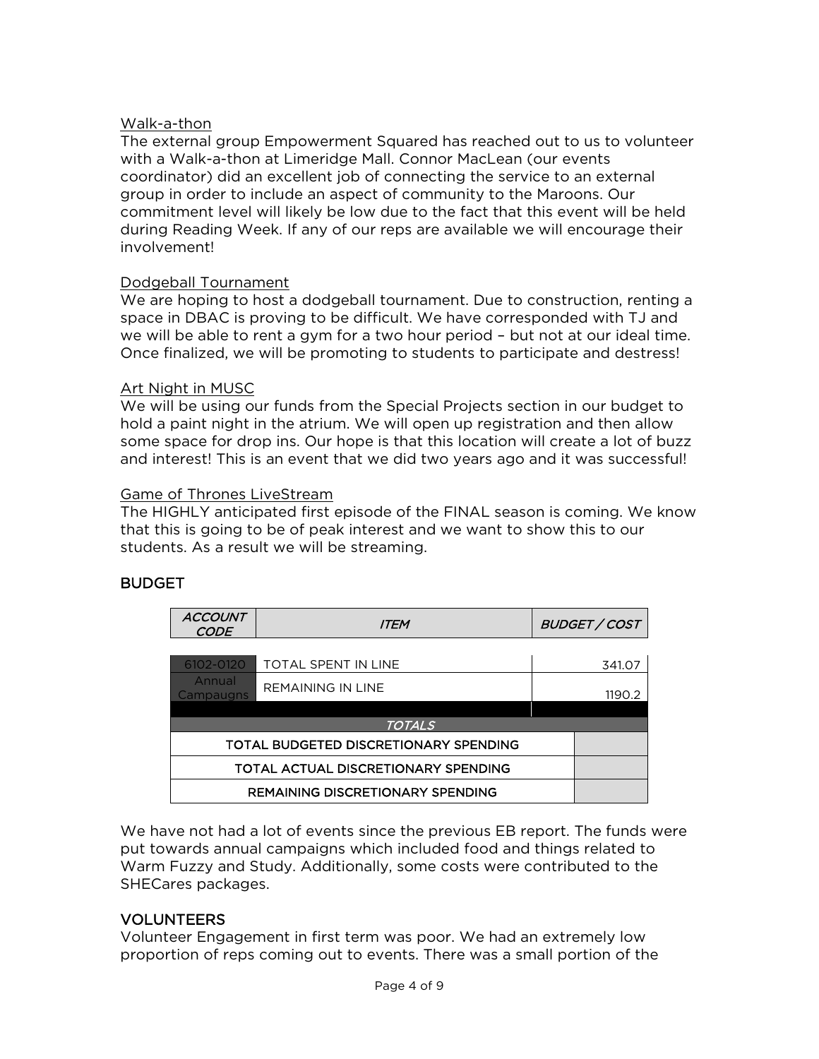Walk-a-thon

The external group Empowerment Squared has reached out to us to volunteer with a Walk-a-thon at Limeridge Mall. Connor MacLean (our events coordinator) did an excellent job of connecting the service to an external group in order to include an aspect of community to the Maroons. Our commitment level will likely be low due to the fact that this event will be held during Reading Week. If any of our reps are available we will encourage their involvement!

Dodgeball Tournament

We are hoping to host a dodgeball tournament. Due to construction, renting a space in DBAC is proving to be difficult. We have corresponded with TJ and we will be able to rent a gym for a two hour period – but not at our ideal time. Once finalized, we will be promoting to students to participate and destress!

Art Night in MUSC

We will be using our funds from the Special Projects section in our budget to hold a paint night in the atrium. We will open up registration and then allow some space for drop ins. Our hope is that this location will create a lot of buzz and interest! This is an event that we did two years ago and it was successful!

Game of Thrones LiveStream

The HIGHLY anticipated first episode of the FINAL season is coming. We know that this is going to be of peak interest and we want to show this to our students. As a result we will be streaming.

## BUDGET

| *ACCOUNT CODE* | *ITEM* | *BUDGET / COST* |
|---|---|---|
| 6102-0120 | TOTAL SPENT IN LINE | 341.07 |
| Annual Campaugns | REMAINING IN LINE | 1190.2 |
| | | |
| *TOTALS* | | |
| TOTAL BUDGETED DISCRETIONARY SPENDING | | |
| TOTAL ACTUAL DISCRETIONARY SPENDING | | |
| REMAINING DISCRETIONARY SPENDING | | |

We have not had a lot of events since the previous EB report. The funds were put towards annual campaigns which included food and things related to Warm Fuzzy and Study. Additionally, some costs were contributed to the SHECares packages.

## VOLUNTEERS

Volunteer Engagement in first term was poor. We had an extremely low proportion of reps coming out to events. There was a small portion of the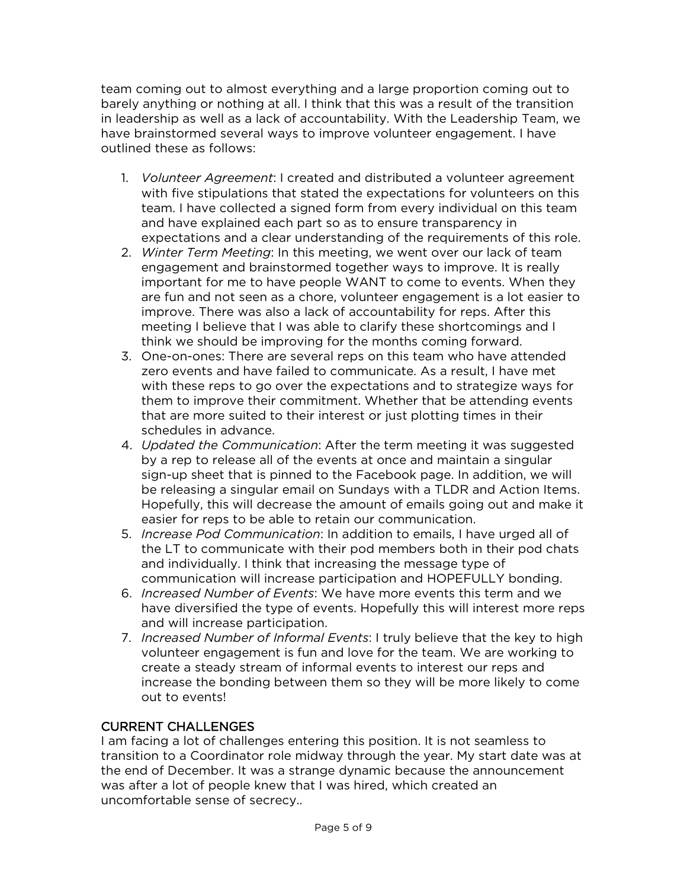team coming out to almost everything and a large proportion coming out to barely anything or nothing at all. I think that this was a result of the transition in leadership as well as a lack of accountability. With the Leadership Team, we have brainstormed several ways to improve volunteer engagement. I have outlined these as follows:

1. *Volunteer Agreement*: I created and distributed a volunteer agreement with five stipulations that stated the expectations for volunteers on this team. I have collected a signed form from every individual on this team and have explained each part so as to ensure transparency in expectations and a clear understanding of the requirements of this role.
2. *Winter Term Meeting*: In this meeting, we went over our lack of team engagement and brainstormed together ways to improve. It is really important for me to have people WANT to come to events. When they are fun and not seen as a chore, volunteer engagement is a lot easier to improve. There was also a lack of accountability for reps. After this meeting I believe that I was able to clarify these shortcomings and I think we should be improving for the months coming forward.
3. One-on-ones: There are several reps on this team who have attended zero events and have failed to communicate. As a result, I have met with these reps to go over the expectations and to strategize ways for them to improve their commitment. Whether that be attending events that are more suited to their interest or just plotting times in their schedules in advance.
4. *Updated the Communication*: After the term meeting it was suggested by a rep to release all of the events at once and maintain a singular sign-up sheet that is pinned to the Facebook page. In addition, we will be releasing a singular email on Sundays with a TLDR and Action Items. Hopefully, this will decrease the amount of emails going out and make it easier for reps to be able to retain our communication.
5. *Increase Pod Communication*: In addition to emails, I have urged all of the LT to communicate with their pod members both in their pod chats and individually. I think that increasing the message type of communication will increase participation and HOPEFULLY bonding.
6. *Increased Number of Events*: We have more events this term and we have diversified the type of events. Hopefully this will interest more reps and will increase participation.
7. *Increased Number of Informal Events*: I truly believe that the key to high volunteer engagement is fun and love for the team. We are working to create a steady stream of informal events to interest our reps and increase the bonding between them so they will be more likely to come out to events!

## CURRENT CHALLENGES

I am facing a lot of challenges entering this position. It is not seamless to transition to a Coordinator role midway through the year. My start date was at the end of December. It was a strange dynamic because the announcement was after a lot of people knew that I was hired, which created an uncomfortable sense of secrecy..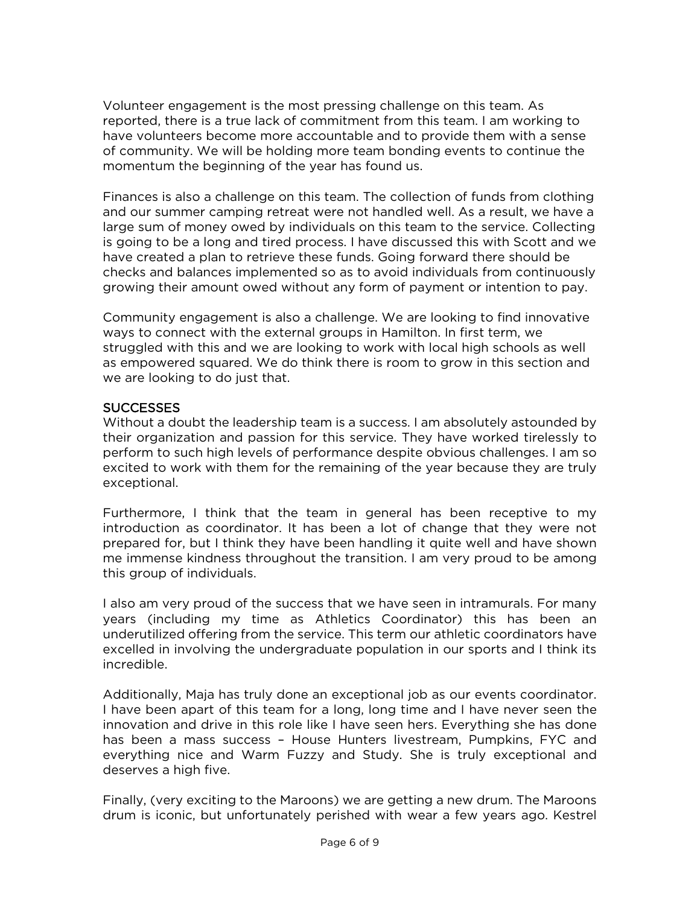Volunteer engagement is the most pressing challenge on this team. As reported, there is a true lack of commitment from this team. I am working to have volunteers become more accountable and to provide them with a sense of community. We will be holding more team bonding events to continue the momentum the beginning of the year has found us.

Finances is also a challenge on this team. The collection of funds from clothing and our summer camping retreat were not handled well. As a result, we have a large sum of money owed by individuals on this team to the service. Collecting is going to be a long and tired process. I have discussed this with Scott and we have created a plan to retrieve these funds. Going forward there should be checks and balances implemented so as to avoid individuals from continuously growing their amount owed without any form of payment or intention to pay.

Community engagement is also a challenge. We are looking to find innovative ways to connect with the external groups in Hamilton. In first term, we struggled with this and we are looking to work with local high schools as well as empowered squared. We do think there is room to grow in this section and we are looking to do just that.

## SUCCESSES

Without a doubt the leadership team is a success. I am absolutely astounded by their organization and passion for this service. They have worked tirelessly to perform to such high levels of performance despite obvious challenges. I am so excited to work with them for the remaining of the year because they are truly exceptional.

Furthermore, I think that the team in general has been receptive to my introduction as coordinator. It has been a lot of change that they were not prepared for, but I think they have been handling it quite well and have shown me immense kindness throughout the transition. I am very proud to be among this group of individuals.

I also am very proud of the success that we have seen in intramurals. For many years (including my time as Athletics Coordinator) this has been an underutilized offering from the service. This term our athletic coordinators have excelled in involving the undergraduate population in our sports and I think its incredible.

Additionally, Maja has truly done an exceptional job as our events coordinator. I have been apart of this team for a long, long time and I have never seen the innovation and drive in this role like I have seen hers. Everything she has done has been a mass success – House Hunters livestream, Pumpkins, FYC and everything nice and Warm Fuzzy and Study. She is truly exceptional and deserves a high five.

Finally, (very exciting to the Maroons) we are getting a new drum. The Maroons drum is iconic, but unfortunately perished with wear a few years ago. Kestrel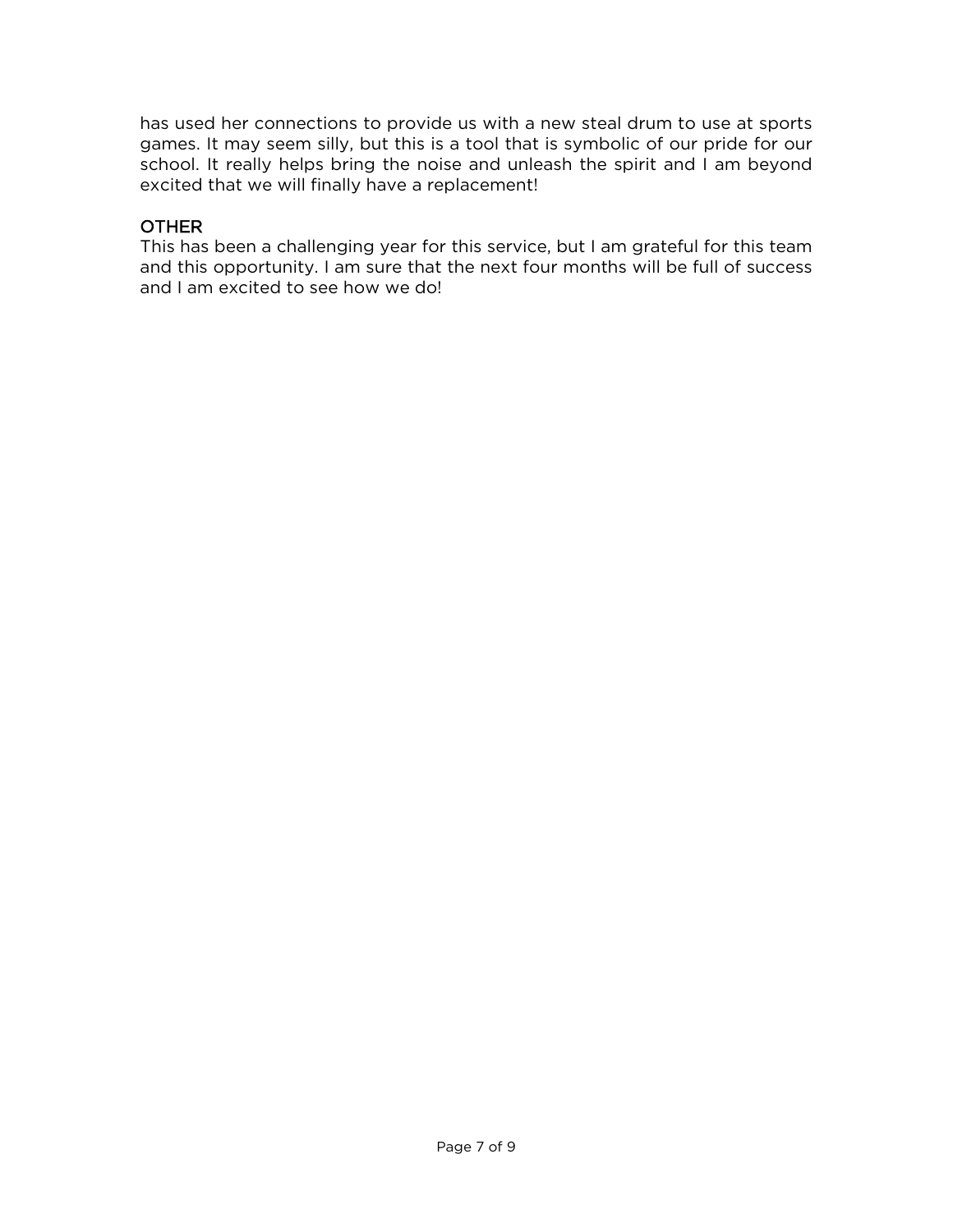has used her connections to provide us with a new steal drum to use at sports games. It may seem silly, but this is a tool that is symbolic of our pride for our school. It really helps bring the noise and unleash the spirit and I am beyond excited that we will finally have a replacement!

## OTHER

This has been a challenging year for this service, but I am grateful for this team and this opportunity. I am sure that the next four months will be full of success and I am excited to see how we do!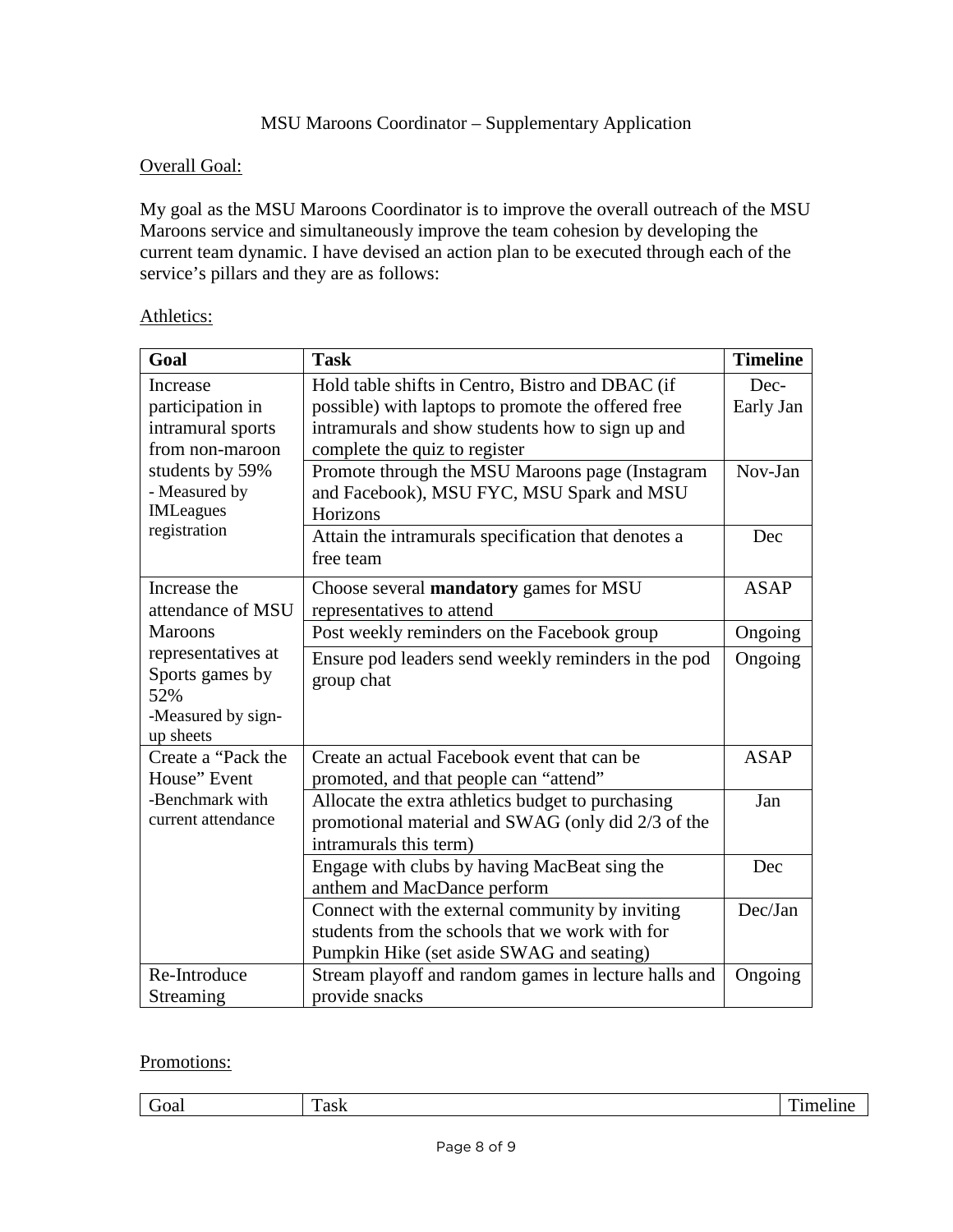MSU Maroons Coordinator – Supplementary Application

Overall Goal:

My goal as the MSU Maroons Coordinator is to improve the overall outreach of the MSU Maroons service and simultaneously improve the team cohesion by developing the current team dynamic. I have devised an action plan to be executed through each of the service's pillars and they are as follows:

Athletics:

| Goal | Task | Timeline |
|---|---|---|
| Increase participation in intramural sports from non-maroon students by 59% - Measured by IMLeagues registration | Hold table shifts in Centro, Bistro and DBAC (if possible) with laptops to promote the offered free intramurals and show students how to sign up and complete the quiz to register | Dec-Early Jan |
| | Promote through the MSU Maroons page (Instagram and Facebook), MSU FYC, MSU Spark and MSU Horizons | Nov-Jan |
| | Attain the intramurals specification that denotes a free team | Dec |
| Increase the attendance of MSU Maroons representatives at Sports games by 52% -Measured by sign-up sheets | Choose several **mandatory** games for MSU representatives to attend | ASAP |
| | Post weekly reminders on the Facebook group | Ongoing |
| | Ensure pod leaders send weekly reminders in the pod group chat | Ongoing |
| Create a "Pack the House" Event -Benchmark with current attendance | Create an actual Facebook event that can be promoted, and that people can "attend" | ASAP |
| | Allocate the extra athletics budget to purchasing promotional material and SWAG (only did 2/3 of the intramurals this term) | Jan |
| | Engage with clubs by having MacBeat sing the anthem and MacDance perform | Dec |
| | Connect with the external community by inviting students from the schools that we work with for Pumpkin Hike (set aside SWAG and seating) | Dec/Jan |
| Re-Introduce Streaming | Stream playoff and random games in lecture halls and provide snacks | Ongoing |

Promotions:

| Goal | Task | Timeline |
|---|---|---|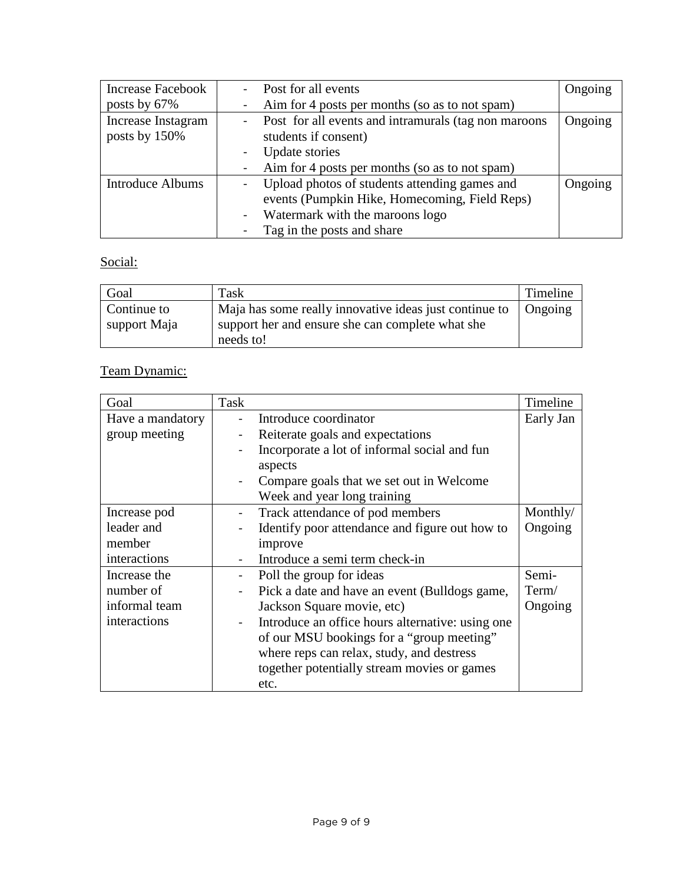| | | |
|---|---|---|
| Increase Facebook posts by 67% | - Post for all events<br>- Aim for 4 posts per months (so as to not spam) | Ongoing |
| Increase Instagram posts by 150% | - Post for all events and intramurals (tag non maroons students if consent)<br>- Update stories<br>- Aim for 4 posts per months (so as to not spam) | Ongoing |
| Introduce Albums | - Upload photos of students attending games and events (Pumpkin Hike, Homecoming, Field Reps)<br>- Watermark with the maroons logo<br>- Tag in the posts and share | Ongoing |

<u>Social:</u>

| Goal | Task | Timeline |
|---|---|---|
| Continue to support Maja | Maja has some really innovative ideas just continue to support her and ensure she can complete what she needs to! | Ongoing |

<u>Team Dynamic:</u>

| Goal | Task | Timeline |
|---|---|---|
| Have a mandatory group meeting | - Introduce coordinator<br>- Reiterate goals and expectations<br>- Incorporate a lot of informal social and fun aspects<br>- Compare goals that we set out in Welcome Week and year long training | Early Jan |
| Increase pod leader and member interactions | - Track attendance of pod members<br>- Identify poor attendance and figure out how to improve<br>- Introduce a semi term check-in | Monthly/ Ongoing |
| Increase the number of informal team interactions | - Poll the group for ideas<br>- Pick a date and have an event (Bulldogs game, Jackson Square movie, etc)<br>- Introduce an office hours alternative: using one of our MSU bookings for a "group meeting" where reps can relax, study, and destress together potentially stream movies or games etc. | Semi-Term/ Ongoing |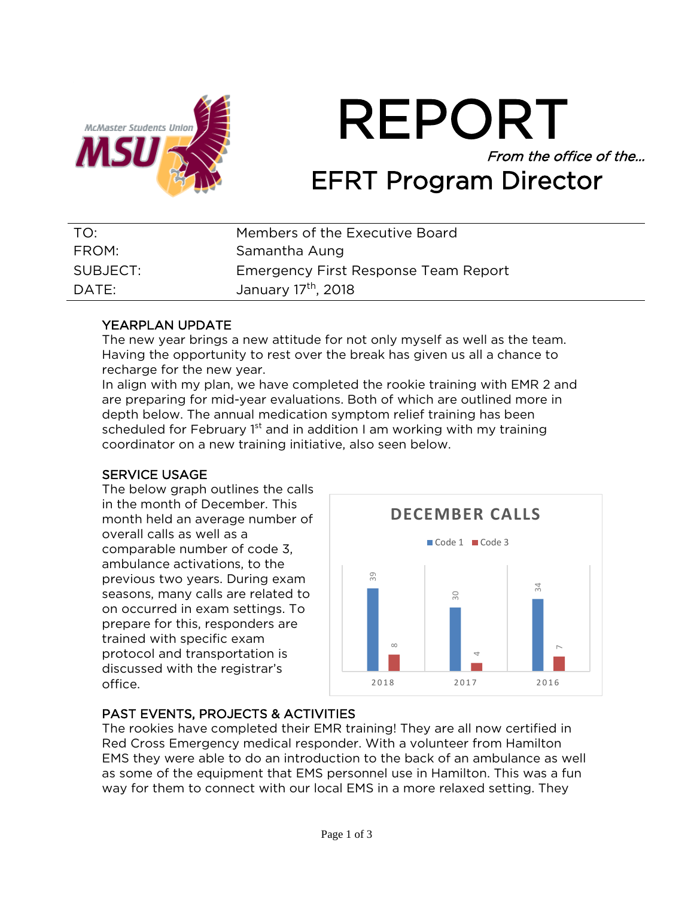# REPORT

*From the office of the…*

## EFRT Program Director

| | |
|---|---|
| TO: | Members of the Executive Board |
| FROM: | Samantha Aung |
| SUBJECT: | Emergency First Response Team Report |
| DATE: | January 17th, 2018 |

### YEARPLAN UPDATE

The new year brings a new attitude for not only myself as well as the team. Having the opportunity to rest over the break has given us all a chance to recharge for the new year.

In align with my plan, we have completed the rookie training with EMR 2 and are preparing for mid-year evaluations. Both of which are outlined more in depth below. The annual medication symptom relief training has been scheduled for February 1st and in addition I am working with my training coordinator on a new training initiative, also seen below.

### SERVICE USAGE

The below graph outlines the calls in the month of December. This month held an average number of overall calls as well as a comparable number of code 3, ambulance activations, to the previous two years. During exam seasons, many calls are related to on occurred in exam settings. To prepare for this, responders are trained with specific exam protocol and transportation is discussed with the registrar's office.

**DECEMBER CALLS**

| Year | Code 1 | Code 3 |
|---|---|---|
| 2018 | 39 | 8 |
| 2017 | 30 | 4 |
| 2016 | 34 | 7 |

### PAST EVENTS, PROJECTS & ACTIVITIES

The rookies have completed their EMR training! They are all now certified in Red Cross Emergency medical responder. With a volunteer from Hamilton EMS they were able to do an introduction to the back of an ambulance as well as some of the equipment that EMS personnel use in Hamilton. This was a fun way for them to connect with our local EMS in a more relaxed setting. They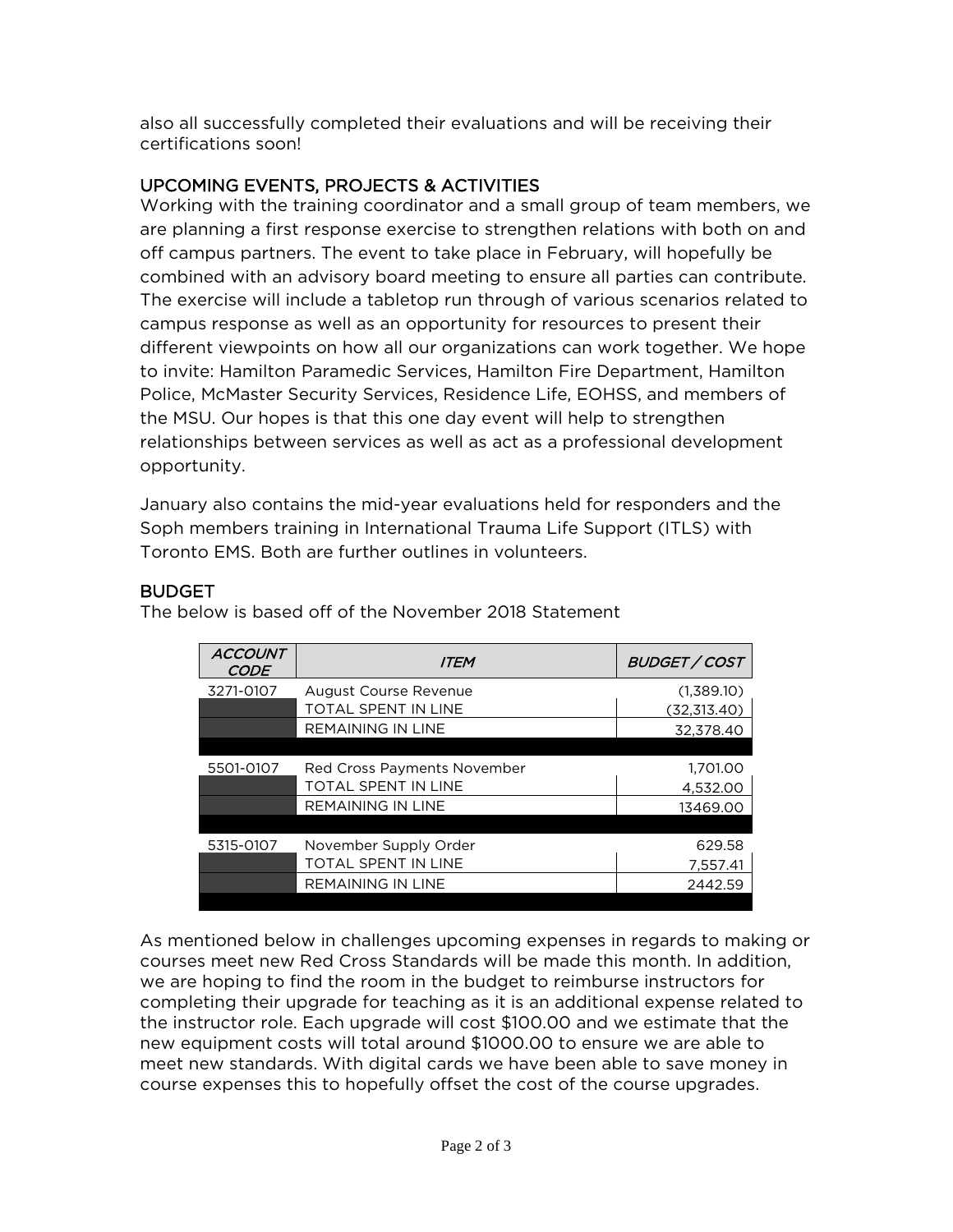also all successfully completed their evaluations and will be receiving their certifications soon!

## UPCOMING EVENTS, PROJECTS & ACTIVITIES

Working with the training coordinator and a small group of team members, we are planning a first response exercise to strengthen relations with both on and off campus partners. The event to take place in February, will hopefully be combined with an advisory board meeting to ensure all parties can contribute. The exercise will include a tabletop run through of various scenarios related to campus response as well as an opportunity for resources to present their different viewpoints on how all our organizations can work together. We hope to invite: Hamilton Paramedic Services, Hamilton Fire Department, Hamilton Police, McMaster Security Services, Residence Life, EOHSS, and members of the MSU. Our hopes is that this one day event will help to strengthen relationships between services as well as act as a professional development opportunity.

January also contains the mid-year evaluations held for responders and the Soph members training in International Trauma Life Support (ITLS) with Toronto EMS. Both are further outlines in volunteers.

## BUDGET

The below is based off of the November 2018 Statement

| *ACCOUNT CODE* | *ITEM* | *BUDGET / COST* |
|---|---|---|
| 3271-0107 | August Course Revenue | (1,389.10) |
| | TOTAL SPENT IN LINE | (32,313.40) |
| | REMAINING IN LINE | 32,378.40 |
| | | |
| 5501-0107 | Red Cross Payments November | 1,701.00 |
| | TOTAL SPENT IN LINE | 4,532.00 |
| | REMAINING IN LINE | 13469.00 |
| | | |
| 5315-0107 | November Supply Order | 629.58 |
| | TOTAL SPENT IN LINE | 7,557.41 |
| | REMAINING IN LINE | 2442.59 |

As mentioned below in challenges upcoming expenses in regards to making or courses meet new Red Cross Standards will be made this month. In addition, we are hoping to find the room in the budget to reimburse instructors for completing their upgrade for teaching as it is an additional expense related to the instructor role. Each upgrade will cost $100.00 and we estimate that the new equipment costs will total around $1000.00 to ensure we are able to meet new standards. With digital cards we have been able to save money in course expenses this to hopefully offset the cost of the course upgrades.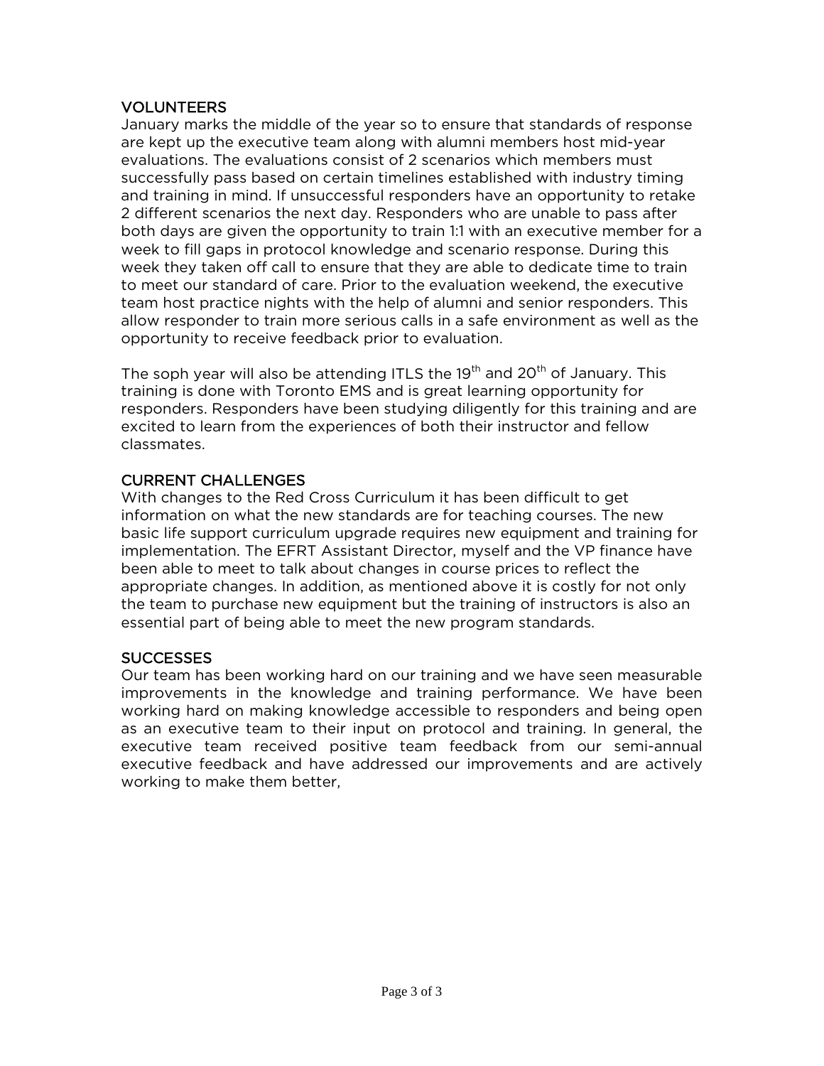## VOLUNTEERS

January marks the middle of the year so to ensure that standards of response are kept up the executive team along with alumni members host mid-year evaluations. The evaluations consist of 2 scenarios which members must successfully pass based on certain timelines established with industry timing and training in mind. If unsuccessful responders have an opportunity to retake 2 different scenarios the next day. Responders who are unable to pass after both days are given the opportunity to train 1:1 with an executive member for a week to fill gaps in protocol knowledge and scenario response. During this week they taken off call to ensure that they are able to dedicate time to train to meet our standard of care. Prior to the evaluation weekend, the executive team host practice nights with the help of alumni and senior responders. This allow responder to train more serious calls in a safe environment as well as the opportunity to receive feedback prior to evaluation.

The soph year will also be attending ITLS the 19th and 20th of January. This training is done with Toronto EMS and is great learning opportunity for responders. Responders have been studying diligently for this training and are excited to learn from the experiences of both their instructor and fellow classmates.

## CURRENT CHALLENGES

With changes to the Red Cross Curriculum it has been difficult to get information on what the new standards are for teaching courses. The new basic life support curriculum upgrade requires new equipment and training for implementation. The EFRT Assistant Director, myself and the VP finance have been able to meet to talk about changes in course prices to reflect the appropriate changes. In addition, as mentioned above it is costly for not only the team to purchase new equipment but the training of instructors is also an essential part of being able to meet the new program standards.

## SUCCESSES

Our team has been working hard on our training and we have seen measurable improvements in the knowledge and training performance. We have been working hard on making knowledge accessible to responders and being open as an executive team to their input on protocol and training. In general, the executive team received positive team feedback from our semi-annual executive feedback and have addressed our improvements and are actively working to make them better,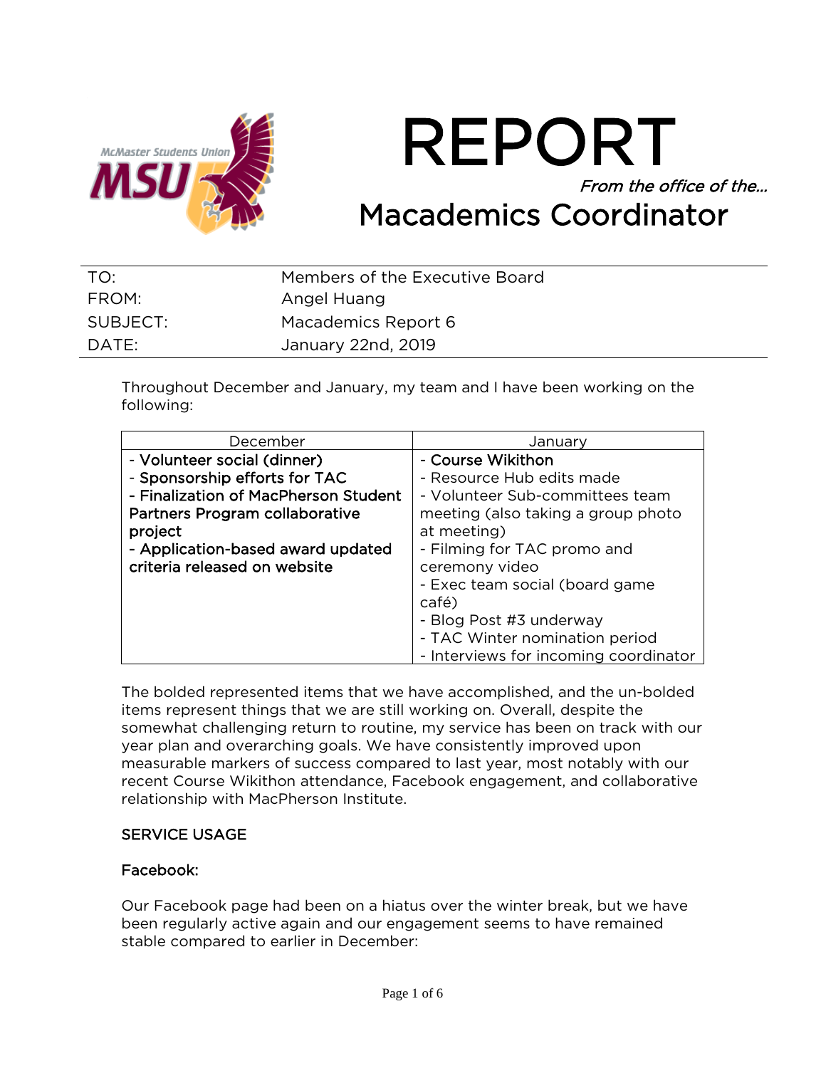# REPORT

*From the office of the...*

## Macademics Coordinator

| | |
|---|---|
| TO: | Members of the Executive Board |
| FROM: | Angel Huang |
| SUBJECT: | Macademics Report 6 |
| DATE: | January 22nd, 2019 |

Throughout December and January, my team and I have been working on the following:

| December | January |
|---|---|
| **- Volunteer social (dinner)**<br>**- Sponsorship efforts for TAC**<br>**- Finalization of MacPherson Student Partners Program collaborative project**<br>**- Application-based award updated criteria released on website** | **- Course Wikithon**<br>- Resource Hub edits made<br>- Volunteer Sub-committees team meeting (also taking a group photo at meeting)<br>- Filming for TAC promo and ceremony video<br>- Exec team social (board game café)<br>- Blog Post #3 underway<br>- TAC Winter nomination period<br>- Interviews for incoming coordinator |

The bolded represented items that we have accomplished, and the un-bolded items represent things that we are still working on. Overall, despite the somewhat challenging return to routine, my service has been on track with our year plan and overarching goals. We have consistently improved upon measurable markers of success compared to last year, most notably with our recent Course Wikithon attendance, Facebook engagement, and collaborative relationship with MacPherson Institute.

### SERVICE USAGE

### Facebook:

Our Facebook page had been on a hiatus over the winter break, but we have been regularly active again and our engagement seems to have remained stable compared to earlier in December: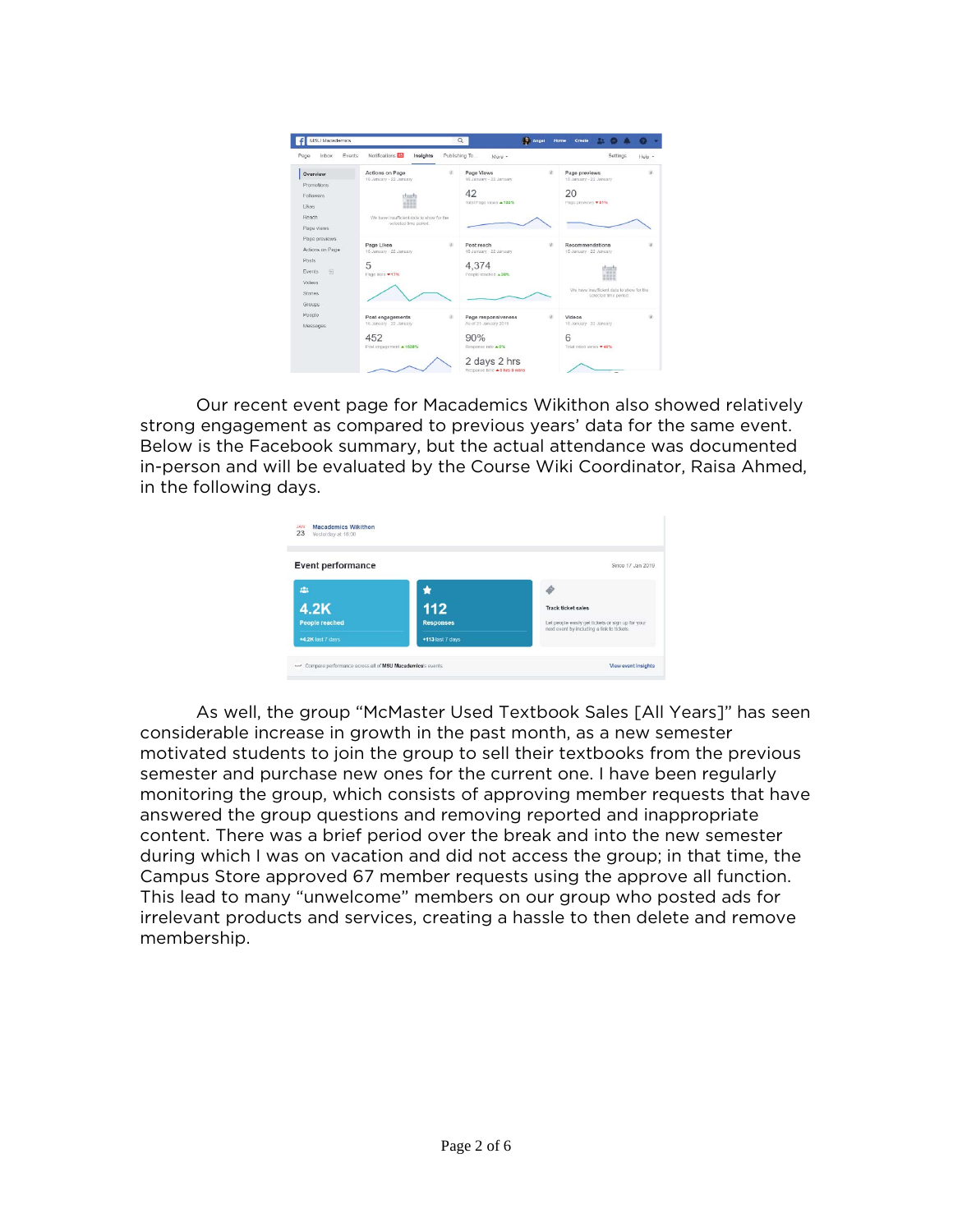Our recent event page for Macademics Wikithon also showed relatively strong engagement as compared to previous years' data for the same event. Below is the Facebook summary, but the actual attendance was documented in-person and will be evaluated by the Course Wiki Coordinator, Raisa Ahmed, in the following days.

As well, the group "McMaster Used Textbook Sales [All Years]" has seen considerable increase in growth in the past month, as a new semester motivated students to join the group to sell their textbooks from the previous semester and purchase new ones for the current one. I have been regularly monitoring the group, which consists of approving member requests that have answered the group questions and removing reported and inappropriate content. There was a brief period over the break and into the new semester during which I was on vacation and did not access the group; in that time, the Campus Store approved 67 member requests using the approve all function. This lead to many "unwelcome" members on our group who posted ads for irrelevant products and services, creating a hassle to then delete and remove membership.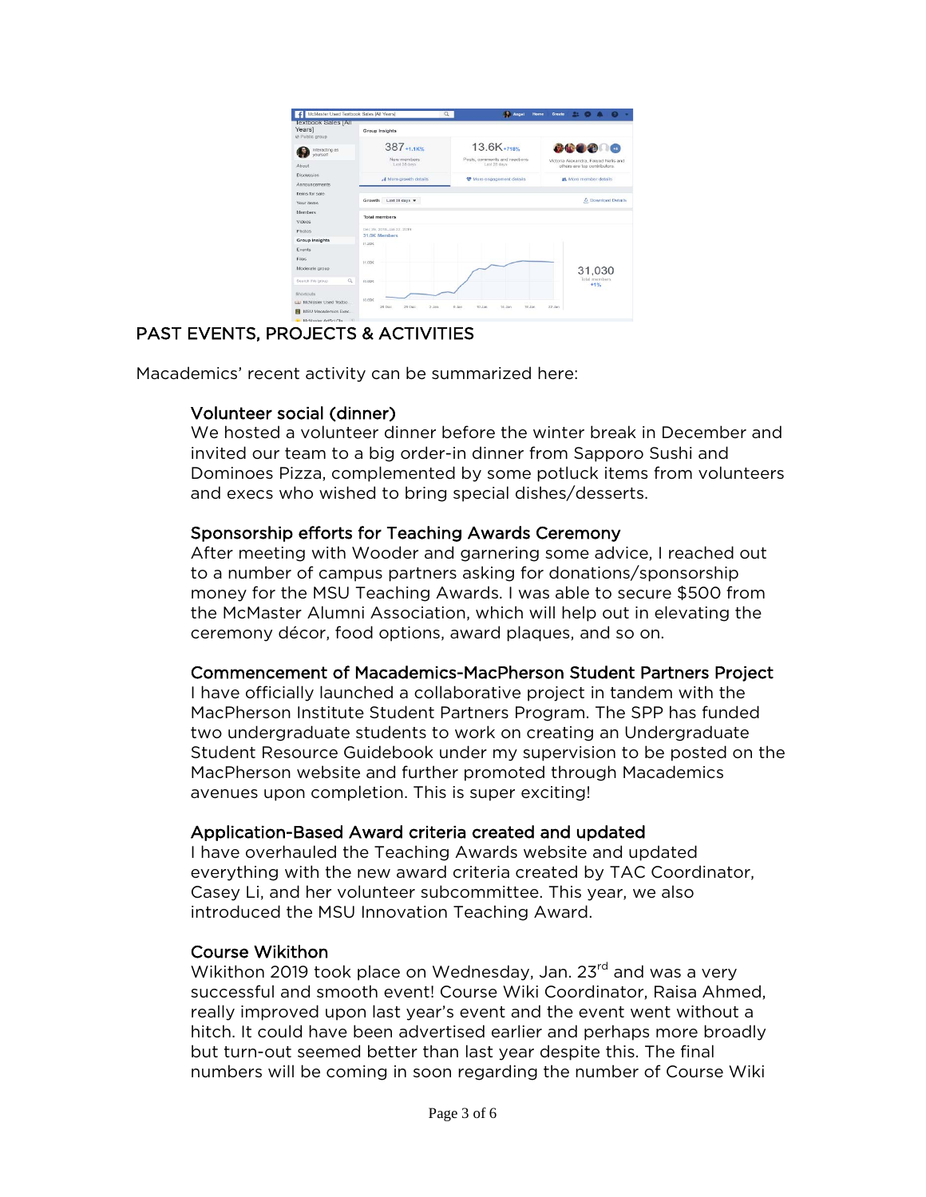## PAST EVENTS, PROJECTS & ACTIVITIES

Macademics' recent activity can be summarized here:

### Volunteer social (dinner)

We hosted a volunteer dinner before the winter break in December and invited our team to a big order-in dinner from Sapporo Sushi and Dominoes Pizza, complemented by some potluck items from volunteers and execs who wished to bring special dishes/desserts.

### Sponsorship efforts for Teaching Awards Ceremony

After meeting with Wooder and garnering some advice, I reached out to a number of campus partners asking for donations/sponsorship money for the MSU Teaching Awards. I was able to secure $500 from the McMaster Alumni Association, which will help out in elevating the ceremony décor, food options, award plaques, and so on.

### Commencement of Macademics-MacPherson Student Partners Project

I have officially launched a collaborative project in tandem with the MacPherson Institute Student Partners Program. The SPP has funded two undergraduate students to work on creating an Undergraduate Student Resource Guidebook under my supervision to be posted on the MacPherson website and further promoted through Macademics avenues upon completion. This is super exciting!

### Application-Based Award criteria created and updated

I have overhauled the Teaching Awards website and updated everything with the new award criteria created by TAC Coordinator, Casey Li, and her volunteer subcommittee. This year, we also introduced the MSU Innovation Teaching Award.

### Course Wikithon

Wikithon 2019 took place on Wednesday, Jan. 23rd and was a very successful and smooth event! Course Wiki Coordinator, Raisa Ahmed, really improved upon last year's event and the event went without a hitch. It could have been advertised earlier and perhaps more broadly but turn-out seemed better than last year despite this. The final numbers will be coming in soon regarding the number of Course Wiki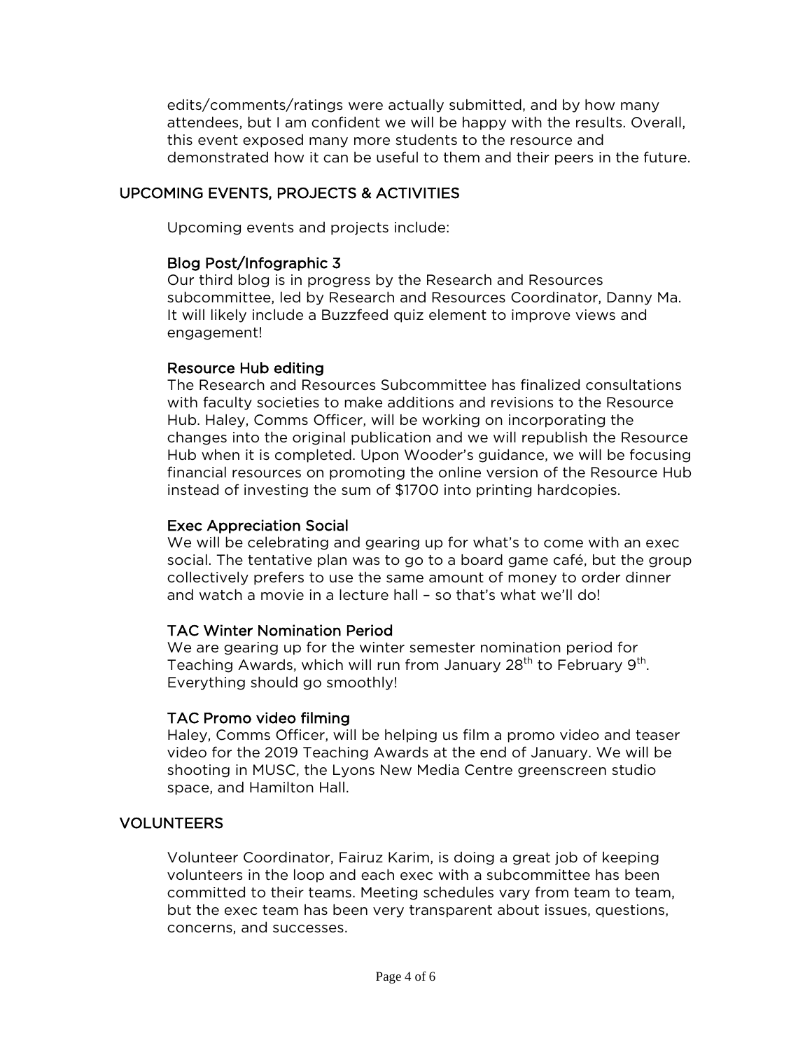edits/comments/ratings were actually submitted, and by how many attendees, but I am confident we will be happy with the results. Overall, this event exposed many more students to the resource and demonstrated how it can be useful to them and their peers in the future.

## UPCOMING EVENTS, PROJECTS & ACTIVITIES

Upcoming events and projects include:

### Blog Post/Infographic 3

Our third blog is in progress by the Research and Resources subcommittee, led by Research and Resources Coordinator, Danny Ma. It will likely include a Buzzfeed quiz element to improve views and engagement!

### Resource Hub editing

The Research and Resources Subcommittee has finalized consultations with faculty societies to make additions and revisions to the Resource Hub. Haley, Comms Officer, will be working on incorporating the changes into the original publication and we will republish the Resource Hub when it is completed. Upon Wooder's guidance, we will be focusing financial resources on promoting the online version of the Resource Hub instead of investing the sum of $1700 into printing hardcopies.

### Exec Appreciation Social

We will be celebrating and gearing up for what's to come with an exec social. The tentative plan was to go to a board game café, but the group collectively prefers to use the same amount of money to order dinner and watch a movie in a lecture hall – so that's what we'll do!

### TAC Winter Nomination Period

We are gearing up for the winter semester nomination period for Teaching Awards, which will run from January 28th to February 9th. Everything should go smoothly!

### TAC Promo video filming

Haley, Comms Officer, will be helping us film a promo video and teaser video for the 2019 Teaching Awards at the end of January. We will be shooting in MUSC, the Lyons New Media Centre greenscreen studio space, and Hamilton Hall.

## VOLUNTEERS

Volunteer Coordinator, Fairuz Karim, is doing a great job of keeping volunteers in the loop and each exec with a subcommittee has been committed to their teams. Meeting schedules vary from team to team, but the exec team has been very transparent about issues, questions, concerns, and successes.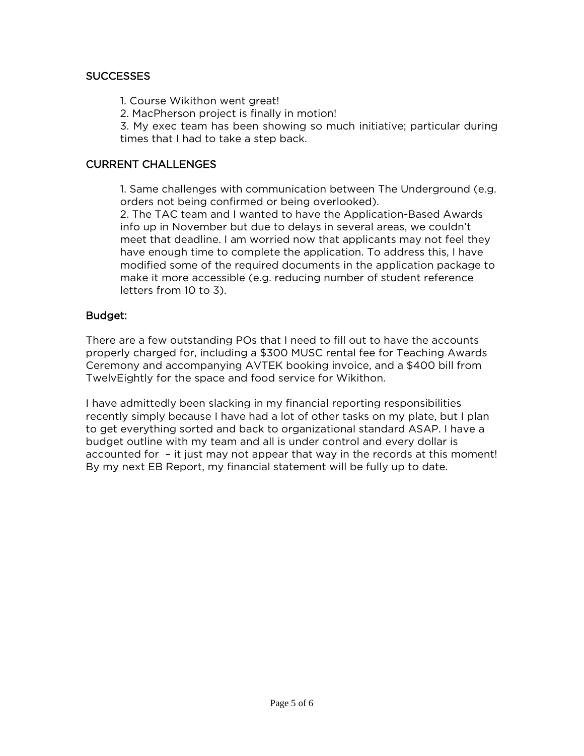## SUCCESSES

1. Course Wikithon went great!
2. MacPherson project is finally in motion!
3. My exec team has been showing so much initiative; particular during times that I had to take a step back.

## CURRENT CHALLENGES

1. Same challenges with communication between The Underground (e.g. orders not being confirmed or being overlooked).
2. The TAC team and I wanted to have the Application-Based Awards info up in November but due to delays in several areas, we couldn't meet that deadline. I am worried now that applicants may not feel they have enough time to complete the application. To address this, I have modified some of the required documents in the application package to make it more accessible (e.g. reducing number of student reference letters from 10 to 3).

## Budget:

There are a few outstanding POs that I need to fill out to have the accounts properly charged for, including a $300 MUSC rental fee for Teaching Awards Ceremony and accompanying AVTEK booking invoice, and a $400 bill from TwelvEightly for the space and food service for Wikithon.

I have admittedly been slacking in my financial reporting responsibilities recently simply because I have had a lot of other tasks on my plate, but I plan to get everything sorted and back to organizational standard ASAP. I have a budget outline with my team and all is under control and every dollar is accounted for – it just may not appear that way in the records at this moment! By my next EB Report, my financial statement will be fully up to date.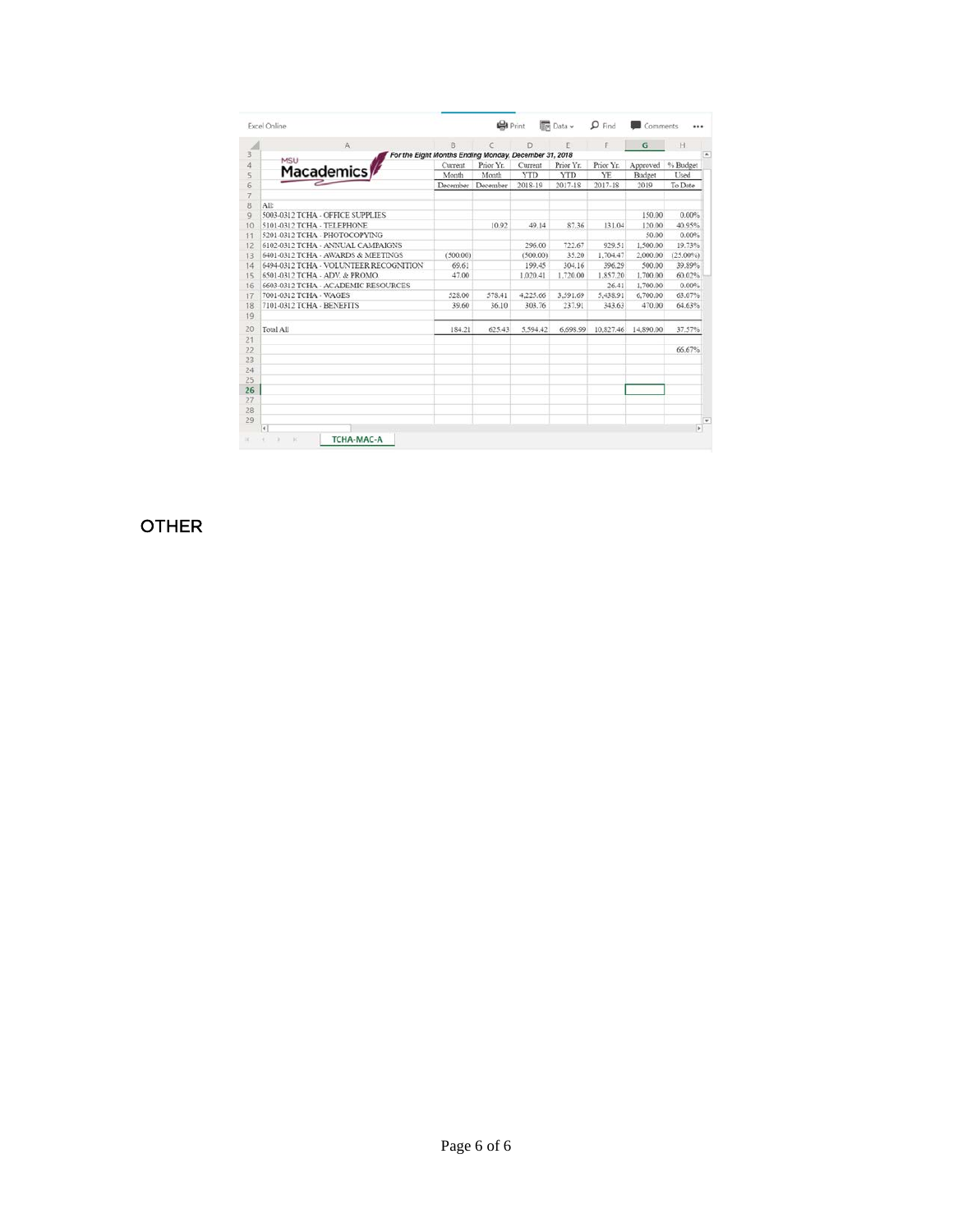MSU Macademics

*For the Eight Months Ending Monday, December 31, 2018*

| | Current Month December | Prior Yr. Month December | Current YTD 2018-19 | Prior Yr. YTD 2017-18 | Prior Yr. YE 2017-18 | Approved Budget 2019 | % Budget Used To Date |
|---|---|---|---|---|---|---|---|
| All: | | | | | | | |
| 5003-0312 TCHA - OFFICE SUPPLIES | | | | | | 150.00 | 0.00% |
| 5101-0312 TCHA - TELEPHONE | | 10.92 | 49.14 | 87.36 | 131.04 | 120.00 | 40.95% |
| 5201-0312 TCHA - PHOTOCOPYING | | | | | | 50.00 | 0.00% |
| 6102-0312 TCHA - ANNUAL CAMPAIGNS | | | 296.00 | 722.67 | 929.51 | 1,500.00 | 19.73% |
| 6401-0312 TCHA - AWARDS & MEETINGS | (500.00) | | (500.00) | 35.20 | 1,704.47 | 2,000.00 | (25.00%) |
| 6494-0312 TCHA - VOLUNTEER RECOGNITION | 69.61 | | 199.45 | 304.16 | 396.29 | 500.00 | 39.89% |
| 6501-0312 TCHA - ADV. & PROMO. | 47.00 | | 1,020.41 | 1,720.00 | 1,857.20 | 1,700.00 | 60.02% |
| 6603-0312 TCHA - ACADEMIC RESOURCES | | | | | 26.41 | 1,700.00 | 0.00% |
| 7091-0312 TCHA - WAGES | 528.00 | 578.41 | 4,225.66 | 3,591.69 | 5,438.91 | 6,700.00 | 63.07% |
| 7101-0312 TCHA - BENEFITS | 39.60 | 36.10 | 303.76 | 237.91 | 343.63 | 470.00 | 64.63% |
| Total All | 184.21 | 625.43 | 5,594.42 | 6,698.99 | 10,827.46 | 14,890.00 | 37.57% |
| | | | | | | | 66.67% |

TCHA-MAC-A

## OTHER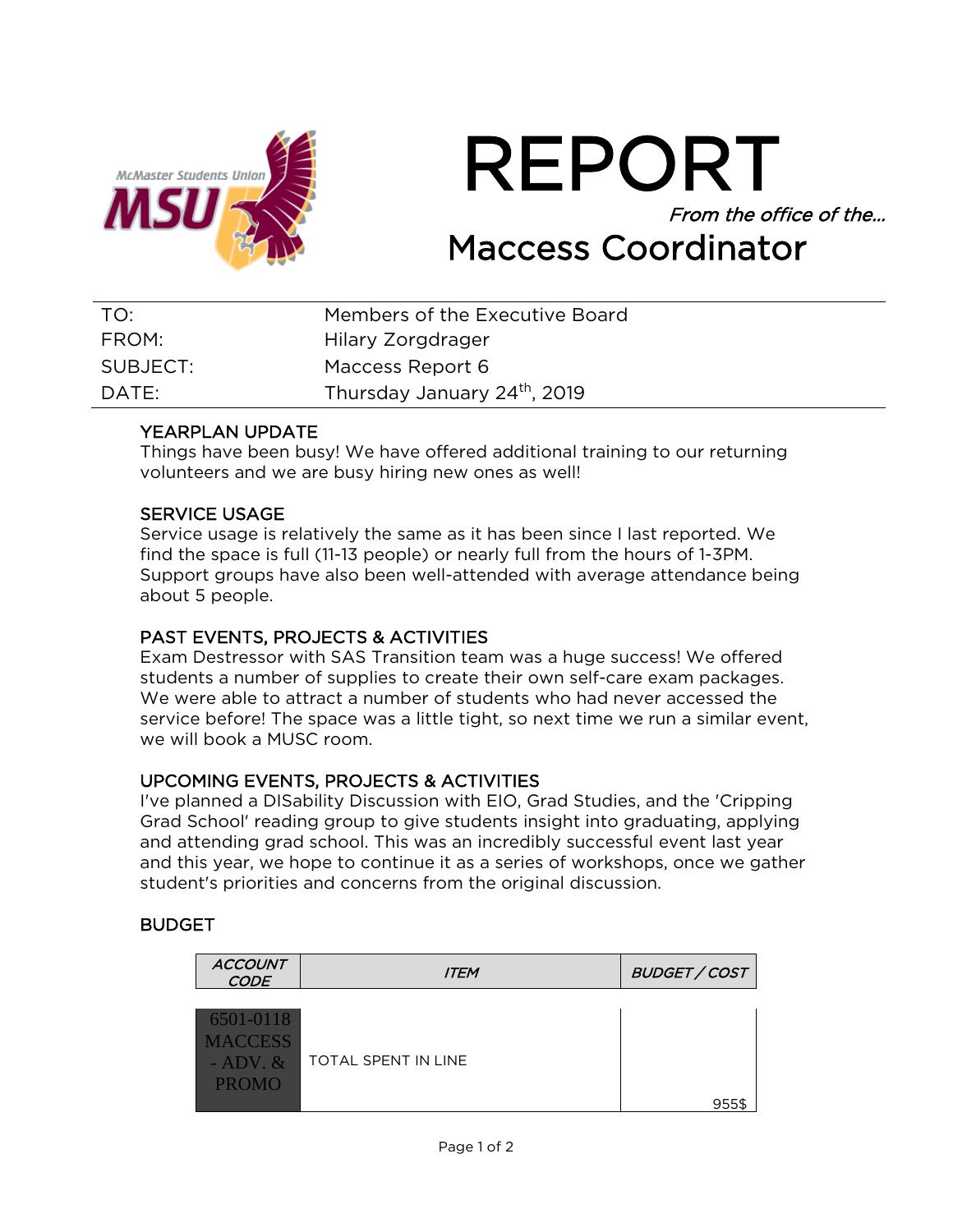# REPORT

*From the office of the…*

## Maccess Coordinator

| | |
|---|---|
| TO: | Members of the Executive Board |
| FROM: | Hilary Zorgdrager |
| SUBJECT: | Maccess Report 6 |
| DATE: | Thursday January 24th, 2019 |

### YEARPLAN UPDATE

Things have been busy! We have offered additional training to our returning volunteers and we are busy hiring new ones as well!

### SERVICE USAGE

Service usage is relatively the same as it has been since I last reported. We find the space is full (11-13 people) or nearly full from the hours of 1-3PM. Support groups have also been well-attended with average attendance being about 5 people.

### PAST EVENTS, PROJECTS & ACTIVITIES

Exam Destressor with SAS Transition team was a huge success! We offered students a number of supplies to create their own self-care exam packages. We were able to attract a number of students who had never accessed the service before! The space was a little tight, so next time we run a similar event, we will book a MUSC room.

### UPCOMING EVENTS, PROJECTS & ACTIVITIES

I've planned a DISability Discussion with EIO, Grad Studies, and the 'Cripping Grad School' reading group to give students insight into graduating, applying and attending grad school. This was an incredibly successful event last year and this year, we hope to continue it as a series of workshops, once we gather student's priorities and concerns from the original discussion.

### BUDGET

| *ACCOUNT CODE* | *ITEM* | *BUDGET / COST* |
|---|---|---|
| 6501-0118 MACCESS - ADV. & PROMO | TOTAL SPENT IN LINE | 955$ |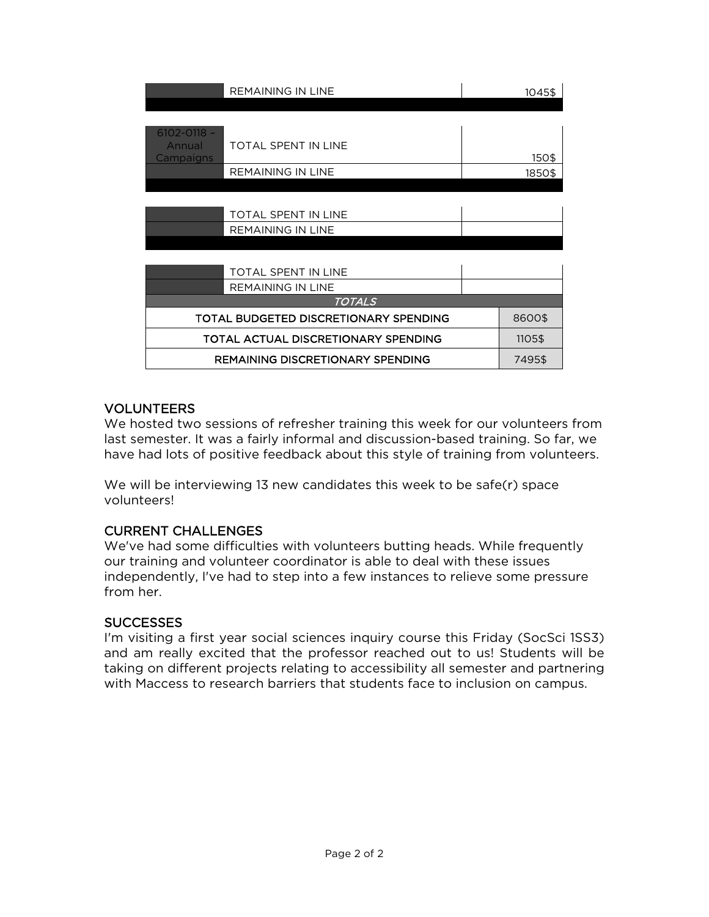| | | |
|---|---|---|
| | REMAINING IN LINE | 1045$ |

| | | |
|---|---|---|
| 6102-0118 – Annual Campaigns | TOTAL SPENT IN LINE | 150$ |
| | REMAINING IN LINE | 1850$ |

| | | |
|---|---|---|
| | TOTAL SPENT IN LINE | |
| | REMAINING IN LINE | |

| | | |
|---|---|---|
| | TOTAL SPENT IN LINE | |
| | REMAINING IN LINE | |

| *TOTALS* | |
|---|---|
| TOTAL BUDGETED DISCRETIONARY SPENDING | 8600$ |
| TOTAL ACTUAL DISCRETIONARY SPENDING | 1105$ |
| REMAINING DISCRETIONARY SPENDING | 7495$ |

## VOLUNTEERS

We hosted two sessions of refresher training this week for our volunteers from last semester. It was a fairly informal and discussion-based training. So far, we have had lots of positive feedback about this style of training from volunteers.

We will be interviewing 13 new candidates this week to be safe(r) space volunteers!

## CURRENT CHALLENGES

We've had some difficulties with volunteers butting heads. While frequently our training and volunteer coordinator is able to deal with these issues independently, I've had to step into a few instances to relieve some pressure from her.

## SUCCESSES

I'm visiting a first year social sciences inquiry course this Friday (SocSci 1SS3) and am really excited that the professor reached out to us! Students will be taking on different projects relating to accessibility all semester and partnering with Maccess to research barriers that students face to inclusion on campus.